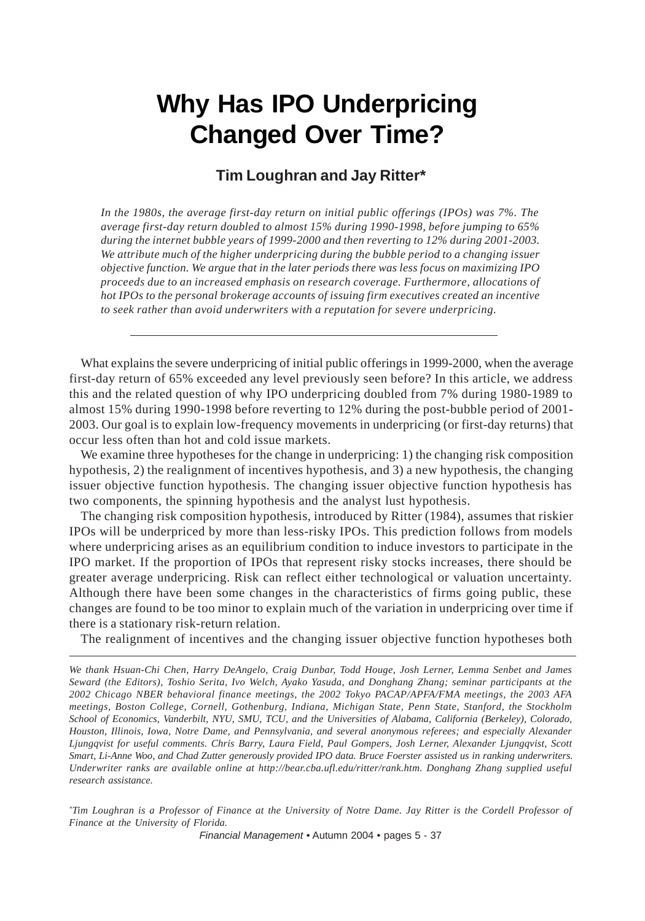# Why Has IPO Underpricing Changed Over Time?

### Tim Loughran and Jay Ritter*

*In the 1980s, the average first-day return on initial public offerings (IPOs) was 7%. The average first-day return doubled to almost 15% during 1990-1998, before jumping to 65% during the internet bubble years of 1999-2000 and then reverting to 12% during 2001-2003. We attribute much of the higher underpricing during the bubble period to a changing issuer objective function. We argue that in the later periods there was less focus on maximizing IPO proceeds due to an increased emphasis on research coverage. Furthermore, allocations of hot IPOs to the personal brokerage accounts of issuing firm executives created an incentive to seek rather than avoid underwriters with a reputation for severe underpricing.*

---

What explains the severe underpricing of initial public offerings in 1999-2000, when the average first-day return of 65% exceeded any level previously seen before? In this article, we address this and the related question of why IPO underpricing doubled from 7% during 1980-1989 to almost 15% during 1990-1998 before reverting to 12% during the post-bubble period of 2001-2003. Our goal is to explain low-frequency movements in underpricing (or first-day returns) that occur less often than hot and cold issue markets.

We examine three hypotheses for the change in underpricing: 1) the changing risk composition hypothesis, 2) the realignment of incentives hypothesis, and 3) a new hypothesis, the changing issuer objective function hypothesis. The changing issuer objective function hypothesis has two components, the spinning hypothesis and the analyst lust hypothesis.

The changing risk composition hypothesis, introduced by Ritter (1984), assumes that riskier IPOs will be underpriced by more than less-risky IPOs. This prediction follows from models where underpricing arises as an equilibrium condition to induce investors to participate in the IPO market. If the proportion of IPOs that represent risky stocks increases, there should be greater average underpricing. Risk can reflect either technological or valuation uncertainty. Although there have been some changes in the characteristics of firms going public, these changes are found to be too minor to explain much of the variation in underpricing over time if there is a stationary risk-return relation.

The realignment of incentives and the changing issuer objective function hypotheses both

---

*We thank Hsuan-Chi Chen, Harry DeAngelo, Craig Dunbar, Todd Houge, Josh Lerner, Lemma Senbet and James Seward (the Editors), Toshio Serita, Ivo Welch, Ayako Yasuda, and Donghang Zhang; seminar participants at the 2002 Chicago NBER behavioral finance meetings, the 2002 Tokyo PACAP/APFA/FMA meetings, the 2003 AFA meetings, Boston College, Cornell, Gothenburg, Indiana, Michigan State, Penn State, Stanford, the Stockholm School of Economics, Vanderbilt, NYU, SMU, TCU, and the Universities of Alabama, California (Berkeley), Colorado, Houston, Illinois, Iowa, Notre Dame, and Pennsylvania, and several anonymous referees; and especially Alexander Ljungqvist for useful comments. Chris Barry, Laura Field, Paul Gompers, Josh Lerner, Alexander Ljungqvist, Scott Smart, Li-Anne Woo, and Chad Zutter generously provided IPO data. Bruce Foerster assisted us in ranking underwriters. Underwriter ranks are available online at http://bear.cba.ufl.edu/ritter/rank.htm. Donghang Zhang supplied useful research assistance.*

*Tim Loughran is a Professor of Finance at the University of Notre Dame. Jay Ritter is the Cordell Professor of Finance at the University of Florida.*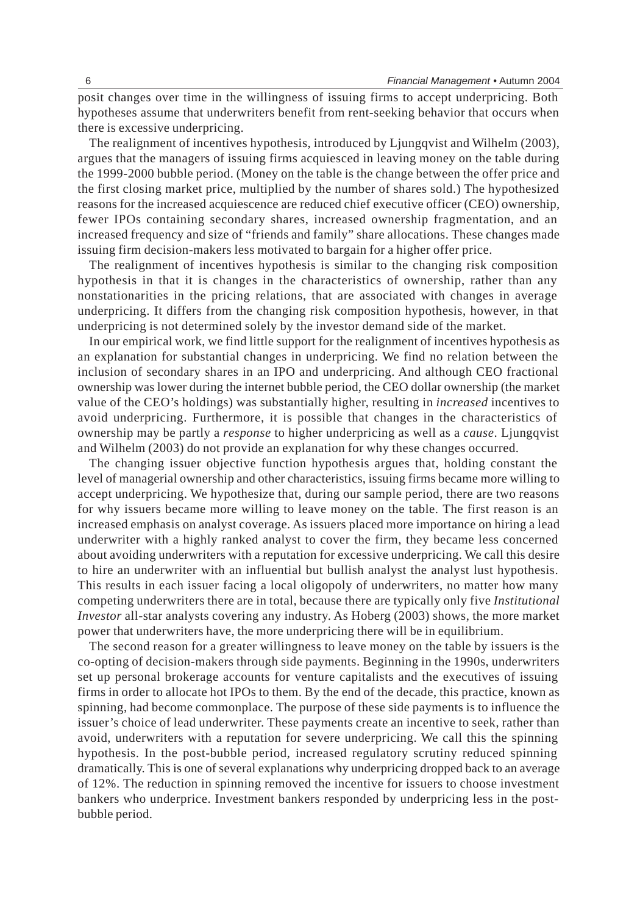posit changes over time in the willingness of issuing firms to accept underpricing. Both hypotheses assume that underwriters benefit from rent-seeking behavior that occurs when there is excessive underpricing.

The realignment of incentives hypothesis, introduced by Ljungqvist and Wilhelm (2003), argues that the managers of issuing firms acquiesced in leaving money on the table during the 1999-2000 bubble period. (Money on the table is the change between the offer price and the first closing market price, multiplied by the number of shares sold.) The hypothesized reasons for the increased acquiescence are reduced chief executive officer (CEO) ownership, fewer IPOs containing secondary shares, increased ownership fragmentation, and an increased frequency and size of "friends and family" share allocations. These changes made issuing firm decision-makers less motivated to bargain for a higher offer price.

The realignment of incentives hypothesis is similar to the changing risk composition hypothesis in that it is changes in the characteristics of ownership, rather than any nonstationarities in the pricing relations, that are associated with changes in average underpricing. It differs from the changing risk composition hypothesis, however, in that underpricing is not determined solely by the investor demand side of the market.

In our empirical work, we find little support for the realignment of incentives hypothesis as an explanation for substantial changes in underpricing. We find no relation between the inclusion of secondary shares in an IPO and underpricing. And although CEO fractional ownership was lower during the internet bubble period, the CEO dollar ownership (the market value of the CEO's holdings) was substantially higher, resulting in *increased* incentives to avoid underpricing. Furthermore, it is possible that changes in the characteristics of ownership may be partly a *response* to higher underpricing as well as a *cause*. Ljungqvist and Wilhelm (2003) do not provide an explanation for why these changes occurred.

The changing issuer objective function hypothesis argues that, holding constant the level of managerial ownership and other characteristics, issuing firms became more willing to accept underpricing. We hypothesize that, during our sample period, there are two reasons for why issuers became more willing to leave money on the table. The first reason is an increased emphasis on analyst coverage. As issuers placed more importance on hiring a lead underwriter with a highly ranked analyst to cover the firm, they became less concerned about avoiding underwriters with a reputation for excessive underpricing. We call this desire to hire an underwriter with an influential but bullish analyst the analyst lust hypothesis. This results in each issuer facing a local oligopoly of underwriters, no matter how many competing underwriters there are in total, because there are typically only five *Institutional Investor* all-star analysts covering any industry. As Hoberg (2003) shows, the more market power that underwriters have, the more underpricing there will be in equilibrium.

The second reason for a greater willingness to leave money on the table by issuers is the co-opting of decision-makers through side payments. Beginning in the 1990s, underwriters set up personal brokerage accounts for venture capitalists and the executives of issuing firms in order to allocate hot IPOs to them. By the end of the decade, this practice, known as spinning, had become commonplace. The purpose of these side payments is to influence the issuer's choice of lead underwriter. These payments create an incentive to seek, rather than avoid, underwriters with a reputation for severe underpricing. We call this the spinning hypothesis. In the post-bubble period, increased regulatory scrutiny reduced spinning dramatically. This is one of several explanations why underpricing dropped back to an average of 12%. The reduction in spinning removed the incentive for issuers to choose investment bankers who underprice. Investment bankers responded by underpricing less in the post-bubble period.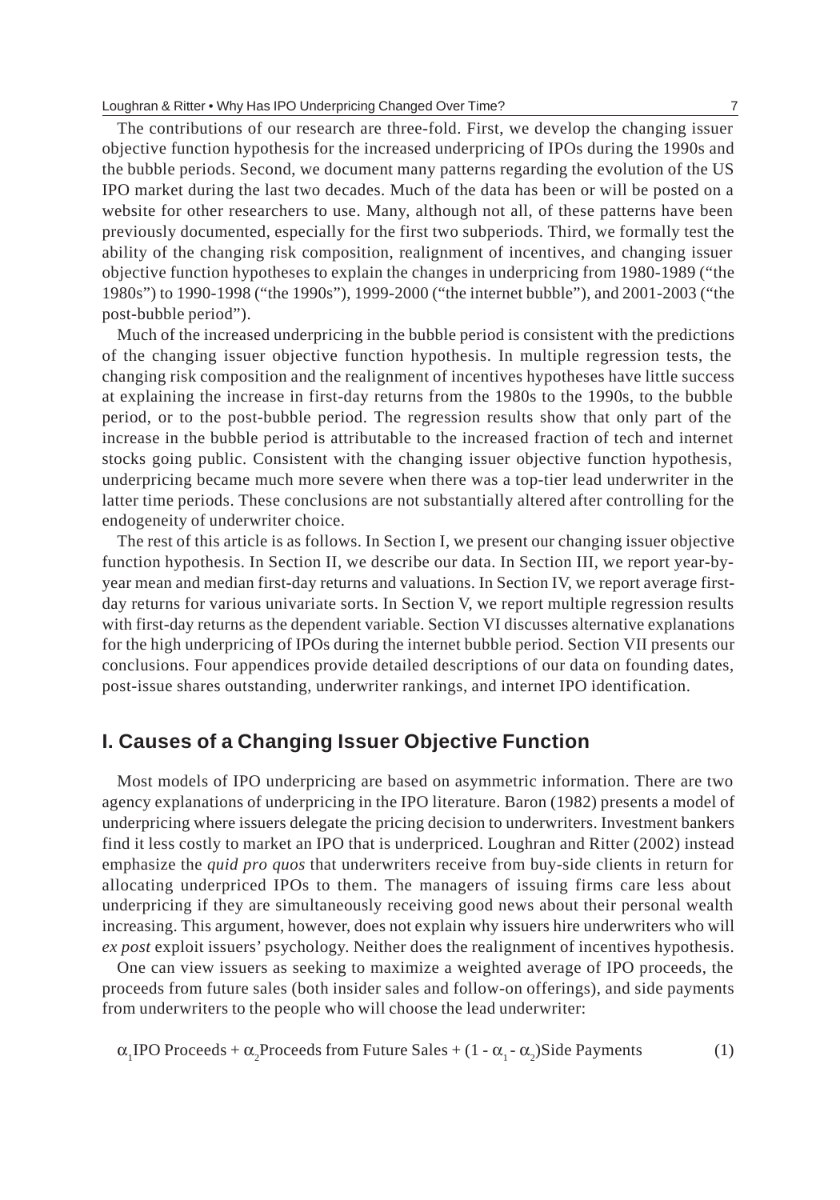The contributions of our research are three-fold. First, we develop the changing issuer objective function hypothesis for the increased underpricing of IPOs during the 1990s and the bubble periods. Second, we document many patterns regarding the evolution of the US IPO market during the last two decades. Much of the data has been or will be posted on a website for other researchers to use. Many, although not all, of these patterns have been previously documented, especially for the first two subperiods. Third, we formally test the ability of the changing risk composition, realignment of incentives, and changing issuer objective function hypotheses to explain the changes in underpricing from 1980-1989 ("the 1980s") to 1990-1998 ("the 1990s"), 1999-2000 ("the internet bubble"), and 2001-2003 ("the post-bubble period").

Much of the increased underpricing in the bubble period is consistent with the predictions of the changing issuer objective function hypothesis. In multiple regression tests, the changing risk composition and the realignment of incentives hypotheses have little success at explaining the increase in first-day returns from the 1980s to the 1990s, to the bubble period, or to the post-bubble period. The regression results show that only part of the increase in the bubble period is attributable to the increased fraction of tech and internet stocks going public. Consistent with the changing issuer objective function hypothesis, underpricing became much more severe when there was a top-tier lead underwriter in the latter time periods. These conclusions are not substantially altered after controlling for the endogeneity of underwriter choice.

The rest of this article is as follows. In Section I, we present our changing issuer objective function hypothesis. In Section II, we describe our data. In Section III, we report year-by-year mean and median first-day returns and valuations. In Section IV, we report average first-day returns for various univariate sorts. In Section V, we report multiple regression results with first-day returns as the dependent variable. Section VI discusses alternative explanations for the high underpricing of IPOs during the internet bubble period. Section VII presents our conclusions. Four appendices provide detailed descriptions of our data on founding dates, post-issue shares outstanding, underwriter rankings, and internet IPO identification.

## I. Causes of a Changing Issuer Objective Function

Most models of IPO underpricing are based on asymmetric information. There are two agency explanations of underpricing in the IPO literature. Baron (1982) presents a model of underpricing where issuers delegate the pricing decision to underwriters. Investment bankers find it less costly to market an IPO that is underpriced. Loughran and Ritter (2002) instead emphasize the *quid pro quos* that underwriters receive from buy-side clients in return for allocating underpriced IPOs to them. The managers of issuing firms care less about underpricing if they are simultaneously receiving good news about their personal wealth increasing. This argument, however, does not explain why issuers hire underwriters who will *ex post* exploit issuers' psychology. Neither does the realignment of incentives hypothesis.

One can view issuers as seeking to maximize a weighted average of IPO proceeds, the proceeds from future sales (both insider sales and follow-on offerings), and side payments from underwriters to the people who will choose the lead underwriter:

$$\alpha_1 \text{IPO Proceeds} + \alpha_2 \text{Proceeds from Future Sales} + (1 - \alpha_1 - \alpha_2) \text{Side Payments} \qquad (1)$$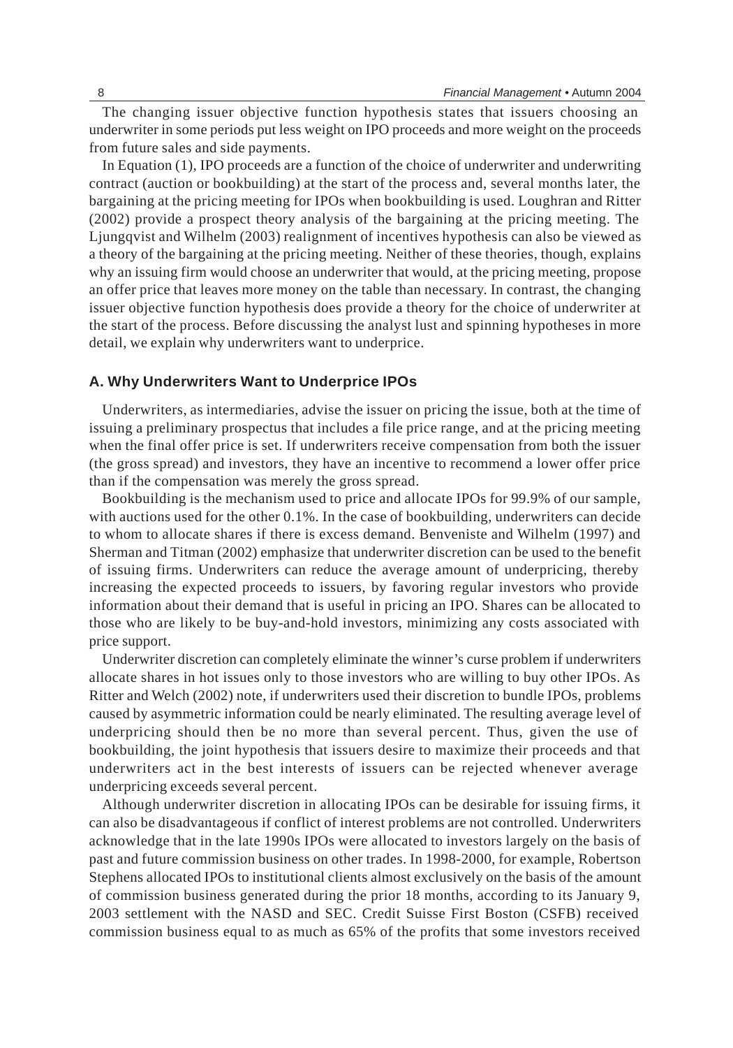The changing issuer objective function hypothesis states that issuers choosing an underwriter in some periods put less weight on IPO proceeds and more weight on the proceeds from future sales and side payments.

In Equation (1), IPO proceeds are a function of the choice of underwriter and underwriting contract (auction or bookbuilding) at the start of the process and, several months later, the bargaining at the pricing meeting for IPOs when bookbuilding is used. Loughran and Ritter (2002) provide a prospect theory analysis of the bargaining at the pricing meeting. The Ljungqvist and Wilhelm (2003) realignment of incentives hypothesis can also be viewed as a theory of the bargaining at the pricing meeting. Neither of these theories, though, explains why an issuing firm would choose an underwriter that would, at the pricing meeting, propose an offer price that leaves more money on the table than necessary. In contrast, the changing issuer objective function hypothesis does provide a theory for the choice of underwriter at the start of the process. Before discussing the analyst lust and spinning hypotheses in more detail, we explain why underwriters want to underprice.

### A. Why Underwriters Want to Underprice IPOs

Underwriters, as intermediaries, advise the issuer on pricing the issue, both at the time of issuing a preliminary prospectus that includes a file price range, and at the pricing meeting when the final offer price is set. If underwriters receive compensation from both the issuer (the gross spread) and investors, they have an incentive to recommend a lower offer price than if the compensation was merely the gross spread.

Bookbuilding is the mechanism used to price and allocate IPOs for 99.9% of our sample, with auctions used for the other 0.1%. In the case of bookbuilding, underwriters can decide to whom to allocate shares if there is excess demand. Benveniste and Wilhelm (1997) and Sherman and Titman (2002) emphasize that underwriter discretion can be used to the benefit of issuing firms. Underwriters can reduce the average amount of underpricing, thereby increasing the expected proceeds to issuers, by favoring regular investors who provide information about their demand that is useful in pricing an IPO. Shares can be allocated to those who are likely to be buy-and-hold investors, minimizing any costs associated with price support.

Underwriter discretion can completely eliminate the winner's curse problem if underwriters allocate shares in hot issues only to those investors who are willing to buy other IPOs. As Ritter and Welch (2002) note, if underwriters used their discretion to bundle IPOs, problems caused by asymmetric information could be nearly eliminated. The resulting average level of underpricing should then be no more than several percent. Thus, given the use of bookbuilding, the joint hypothesis that issuers desire to maximize their proceeds and that underwriters act in the best interests of issuers can be rejected whenever average underpricing exceeds several percent.

Although underwriter discretion in allocating IPOs can be desirable for issuing firms, it can also be disadvantageous if conflict of interest problems are not controlled. Underwriters acknowledge that in the late 1990s IPOs were allocated to investors largely on the basis of past and future commission business on other trades. In 1998-2000, for example, Robertson Stephens allocated IPOs to institutional clients almost exclusively on the basis of the amount of commission business generated during the prior 18 months, according to its January 9, 2003 settlement with the NASD and SEC. Credit Suisse First Boston (CSFB) received commission business equal to as much as 65% of the profits that some investors received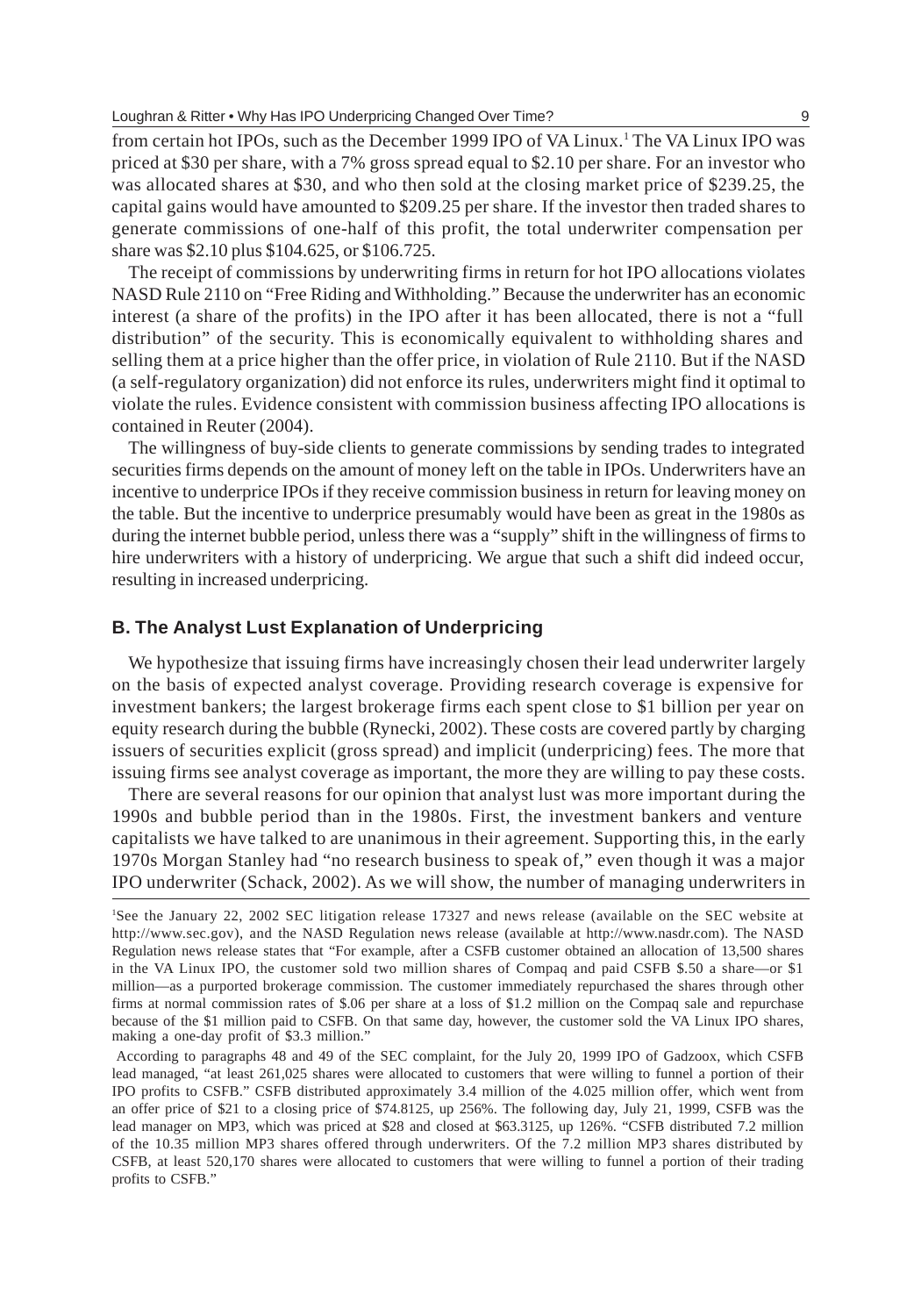from certain hot IPOs, such as the December 1999 IPO of VA Linux.[1] The VA Linux IPO was priced at $30 per share, with a 7% gross spread equal to $2.10 per share. For an investor who was allocated shares at $30, and who then sold at the closing market price of $239.25, the capital gains would have amounted to $209.25 per share. If the investor then traded shares to generate commissions of one-half of this profit, the total underwriter compensation per share was $2.10 plus $104.625, or $106.725.

The receipt of commissions by underwriting firms in return for hot IPO allocations violates NASD Rule 2110 on "Free Riding and Withholding." Because the underwriter has an economic interest (a share of the profits) in the IPO after it has been allocated, there is not a "full distribution" of the security. This is economically equivalent to withholding shares and selling them at a price higher than the offer price, in violation of Rule 2110. But if the NASD (a self-regulatory organization) did not enforce its rules, underwriters might find it optimal to violate the rules. Evidence consistent with commission business affecting IPO allocations is contained in Reuter (2004).

The willingness of buy-side clients to generate commissions by sending trades to integrated securities firms depends on the amount of money left on the table in IPOs. Underwriters have an incentive to underprice IPOs if they receive commission business in return for leaving money on the table. But the incentive to underprice presumably would have been as great in the 1980s as during the internet bubble period, unless there was a "supply" shift in the willingness of firms to hire underwriters with a history of underpricing. We argue that such a shift did indeed occur, resulting in increased underpricing.

### B. The Analyst Lust Explanation of Underpricing

We hypothesize that issuing firms have increasingly chosen their lead underwriter largely on the basis of expected analyst coverage. Providing research coverage is expensive for investment bankers; the largest brokerage firms each spent close to $1 billion per year on equity research during the bubble (Rynecki, 2002). These costs are covered partly by charging issuers of securities explicit (gross spread) and implicit (underpricing) fees. The more that issuing firms see analyst coverage as important, the more they are willing to pay these costs.

There are several reasons for our opinion that analyst lust was more important during the 1990s and bubble period than in the 1980s. First, the investment bankers and venture capitalists we have talked to are unanimous in their agreement. Supporting this, in the early 1970s Morgan Stanley had "no research business to speak of," even though it was a major IPO underwriter (Schack, 2002). As we will show, the number of managing underwriters in

[1] See the January 22, 2002 SEC litigation release 17327 and news release (available on the SEC website at http://www.sec.gov), and the NASD Regulation news release (available at http://www.nasdr.com). The NASD Regulation news release states that "For example, after a CSFB customer obtained an allocation of 13,500 shares in the VA Linux IPO, the customer sold two million shares of Compaq and paid CSFB $.50 a share—or $1 million—as a purported brokerage commission. The customer immediately repurchased the shares through other firms at normal commission rates of $.06 per share at a loss of $1.2 million on the Compaq sale and repurchase because of the $1 million paid to CSFB. On that same day, however, the customer sold the VA Linux IPO shares, making a one-day profit of $3.3 million."

According to paragraphs 48 and 49 of the SEC complaint, for the July 20, 1999 IPO of Gadzoox, which CSFB lead managed, "at least 261,025 shares were allocated to customers that were willing to funnel a portion of their IPO profits to CSFB." CSFB distributed approximately 3.4 million of the 4.025 million offer, which went from an offer price of $21 to a closing price of $74.8125, up 256%. The following day, July 21, 1999, CSFB was the lead manager on MP3, which was priced at $28 and closed at $63.3125, up 126%. "CSFB distributed 7.2 million of the 10.35 million MP3 shares offered through underwriters. Of the 7.2 million MP3 shares distributed by CSFB, at least 520,170 shares were allocated to customers that were willing to funnel a portion of their trading profits to CSFB."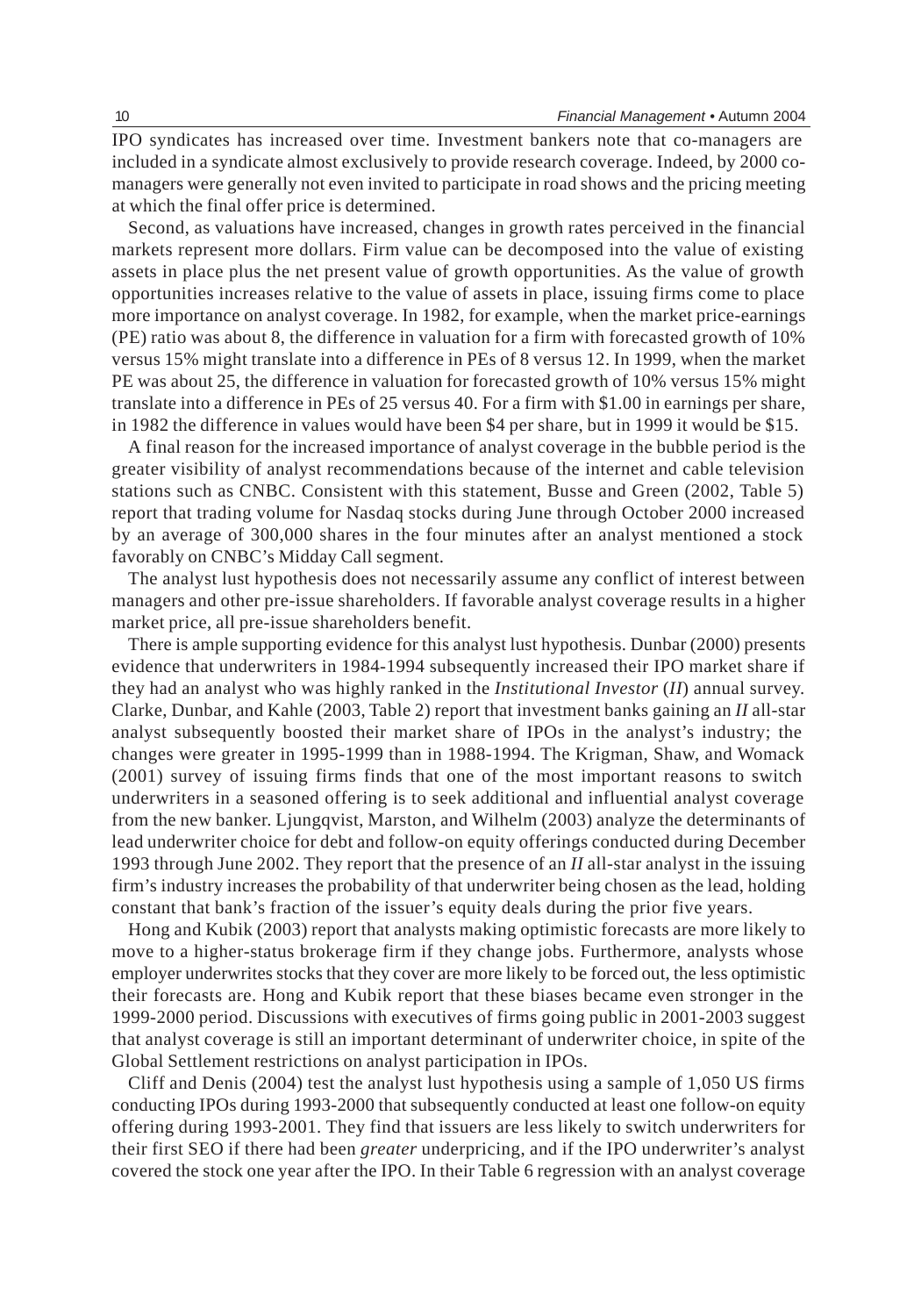IPO syndicates has increased over time. Investment bankers note that co-managers are included in a syndicate almost exclusively to provide research coverage. Indeed, by 2000 co-managers were generally not even invited to participate in road shows and the pricing meeting at which the final offer price is determined.

Second, as valuations have increased, changes in growth rates perceived in the financial markets represent more dollars. Firm value can be decomposed into the value of existing assets in place plus the net present value of growth opportunities. As the value of growth opportunities increases relative to the value of assets in place, issuing firms come to place more importance on analyst coverage. In 1982, for example, when the market price-earnings (PE) ratio was about 8, the difference in valuation for a firm with forecasted growth of 10% versus 15% might translate into a difference in PEs of 8 versus 12. In 1999, when the market PE was about 25, the difference in valuation for forecasted growth of 10% versus 15% might translate into a difference in PEs of 25 versus 40. For a firm with $1.00 in earnings per share, in 1982 the difference in values would have been $4 per share, but in 1999 it would be $15.

A final reason for the increased importance of analyst coverage in the bubble period is the greater visibility of analyst recommendations because of the internet and cable television stations such as CNBC. Consistent with this statement, Busse and Green (2002, Table 5) report that trading volume for Nasdaq stocks during June through October 2000 increased by an average of 300,000 shares in the four minutes after an analyst mentioned a stock favorably on CNBC's Midday Call segment.

The analyst lust hypothesis does not necessarily assume any conflict of interest between managers and other pre-issue shareholders. If favorable analyst coverage results in a higher market price, all pre-issue shareholders benefit.

There is ample supporting evidence for this analyst lust hypothesis. Dunbar (2000) presents evidence that underwriters in 1984-1994 subsequently increased their IPO market share if they had an analyst who was highly ranked in the *Institutional Investor* (*II*) annual survey. Clarke, Dunbar, and Kahle (2003, Table 2) report that investment banks gaining an *II* all-star analyst subsequently boosted their market share of IPOs in the analyst's industry; the changes were greater in 1995-1999 than in 1988-1994. The Krigman, Shaw, and Womack (2001) survey of issuing firms finds that one of the most important reasons to switch underwriters in a seasoned offering is to seek additional and influential analyst coverage from the new banker. Ljungqvist, Marston, and Wilhelm (2003) analyze the determinants of lead underwriter choice for debt and follow-on equity offerings conducted during December 1993 through June 2002. They report that the presence of an *II* all-star analyst in the issuing firm's industry increases the probability of that underwriter being chosen as the lead, holding constant that bank's fraction of the issuer's equity deals during the prior five years.

Hong and Kubik (2003) report that analysts making optimistic forecasts are more likely to move to a higher-status brokerage firm if they change jobs. Furthermore, analysts whose employer underwrites stocks that they cover are more likely to be forced out, the less optimistic their forecasts are. Hong and Kubik report that these biases became even stronger in the 1999-2000 period. Discussions with executives of firms going public in 2001-2003 suggest that analyst coverage is still an important determinant of underwriter choice, in spite of the Global Settlement restrictions on analyst participation in IPOs.

Cliff and Denis (2004) test the analyst lust hypothesis using a sample of 1,050 US firms conducting IPOs during 1993-2000 that subsequently conducted at least one follow-on equity offering during 1993-2001. They find that issuers are less likely to switch underwriters for their first SEO if there had been *greater* underpricing, and if the IPO underwriter's analyst covered the stock one year after the IPO. In their Table 6 regression with an analyst coverage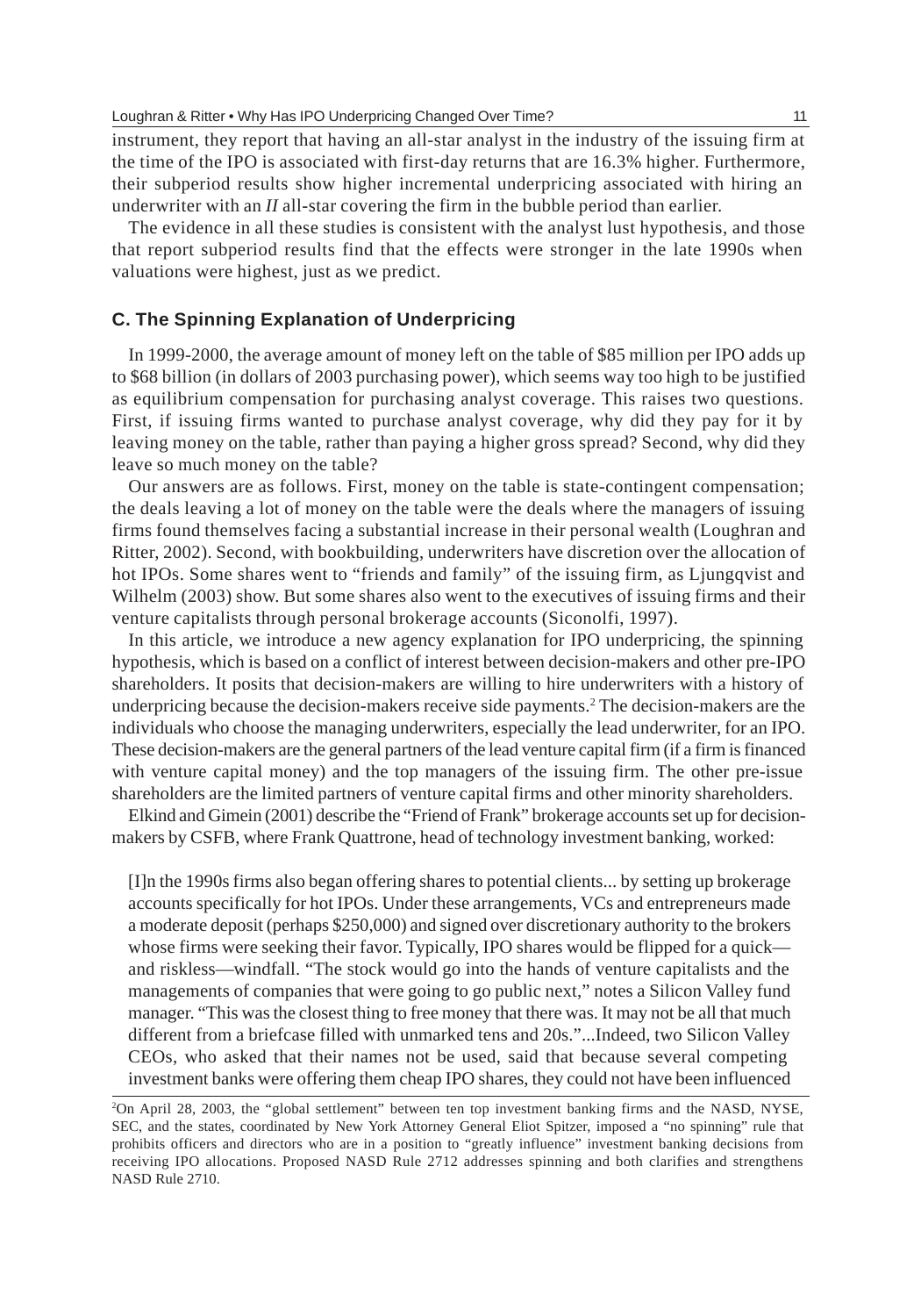instrument, they report that having an all-star analyst in the industry of the issuing firm at the time of the IPO is associated with first-day returns that are 16.3% higher. Furthermore, their subperiod results show higher incremental underpricing associated with hiring an underwriter with an *II* all-star covering the firm in the bubble period than earlier.

The evidence in all these studies is consistent with the analyst lust hypothesis, and those that report subperiod results find that the effects were stronger in the late 1990s when valuations were highest, just as we predict.

### C. The Spinning Explanation of Underpricing

In 1999-2000, the average amount of money left on the table of $85 million per IPO adds up to $68 billion (in dollars of 2003 purchasing power), which seems way too high to be justified as equilibrium compensation for purchasing analyst coverage. This raises two questions. First, if issuing firms wanted to purchase analyst coverage, why did they pay for it by leaving money on the table, rather than paying a higher gross spread? Second, why did they leave so much money on the table?

Our answers are as follows. First, money on the table is state-contingent compensation; the deals leaving a lot of money on the table were the deals where the managers of issuing firms found themselves facing a substantial increase in their personal wealth (Loughran and Ritter, 2002). Second, with bookbuilding, underwriters have discretion over the allocation of hot IPOs. Some shares went to "friends and family" of the issuing firm, as Ljungqvist and Wilhelm (2003) show. But some shares also went to the executives of issuing firms and their venture capitalists through personal brokerage accounts (Siconolfi, 1997).

In this article, we introduce a new agency explanation for IPO underpricing, the spinning hypothesis, which is based on a conflict of interest between decision-makers and other pre-IPO shareholders. It posits that decision-makers are willing to hire underwriters with a history of underpricing because the decision-makers receive side payments.[2] The decision-makers are the individuals who choose the managing underwriters, especially the lead underwriter, for an IPO. These decision-makers are the general partners of the lead venture capital firm (if a firm is financed with venture capital money) and the top managers of the issuing firm. The other pre-issue shareholders are the limited partners of venture capital firms and other minority shareholders.

Elkind and Gimein (2001) describe the "Friend of Frank" brokerage accounts set up for decision-makers by CSFB, where Frank Quattrone, head of technology investment banking, worked:

> [I]n the 1990s firms also began offering shares to potential clients... by setting up brokerage accounts specifically for hot IPOs. Under these arrangements, VCs and entrepreneurs made a moderate deposit (perhaps $250,000) and signed over discretionary authority to the brokers whose firms were seeking their favor. Typically, IPO shares would be flipped for a quick—and riskless—windfall. "The stock would go into the hands of venture capitalists and the managements of companies that were going to go public next," notes a Silicon Valley fund manager. "This was the closest thing to free money that there was. It may not be all that much different from a briefcase filled with unmarked tens and 20s."...Indeed, two Silicon Valley CEOs, who asked that their names not be used, said that because several competing investment banks were offering them cheap IPO shares, they could not have been influenced

[2] On April 28, 2003, the "global settlement" between ten top investment banking firms and the NASD, NYSE, SEC, and the states, coordinated by New York Attorney General Eliot Spitzer, imposed a "no spinning" rule that prohibits officers and directors who are in a position to "greatly influence" investment banking decisions from receiving IPO allocations. Proposed NASD Rule 2712 addresses spinning and both clarifies and strengthens NASD Rule 2710.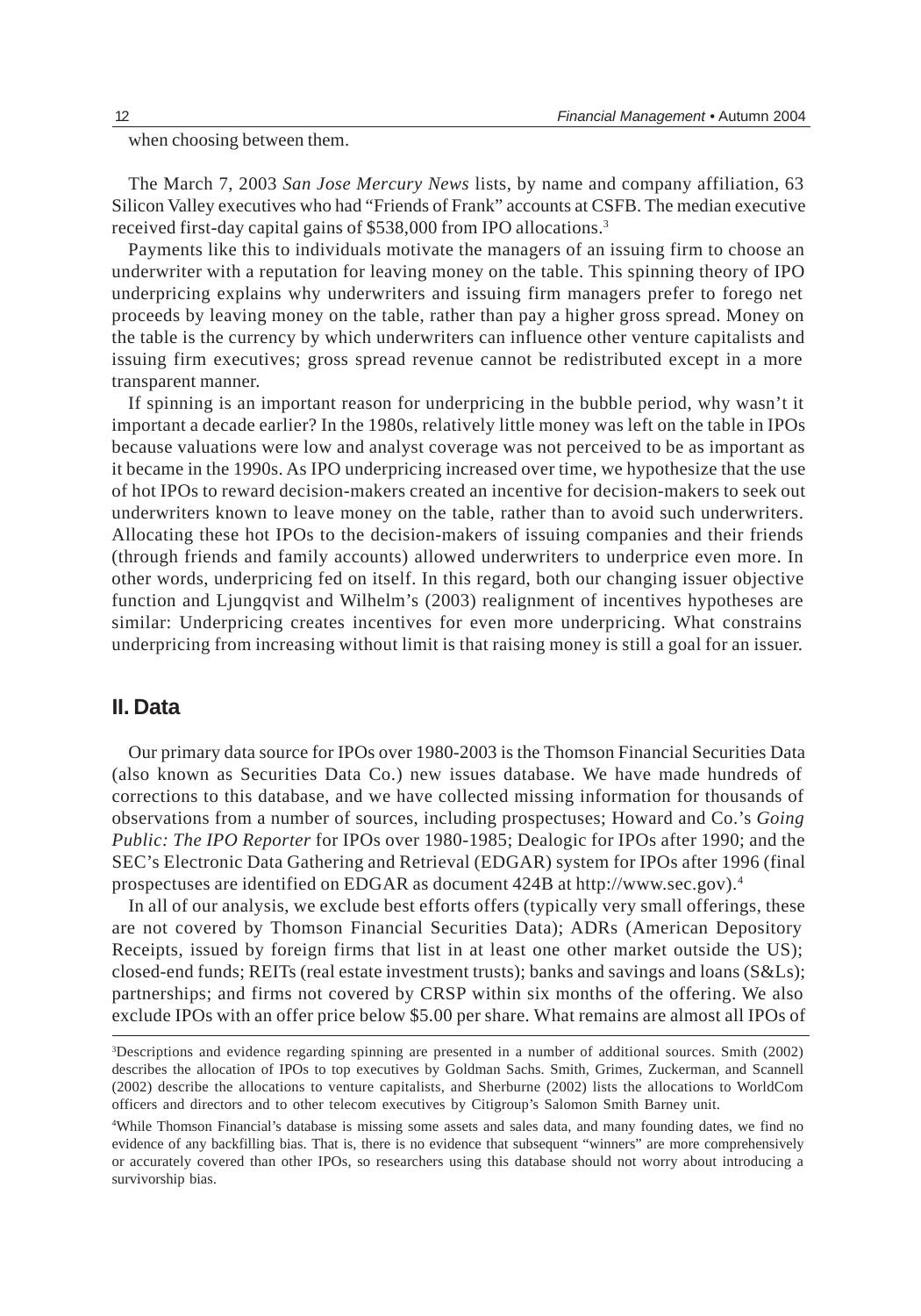when choosing between them.

The March 7, 2003 *San Jose Mercury News* lists, by name and company affiliation, 63 Silicon Valley executives who had "Friends of Frank" accounts at CSFB. The median executive received first-day capital gains of \$538,000 from IPO allocations.[3]

Payments like this to individuals motivate the managers of an issuing firm to choose an underwriter with a reputation for leaving money on the table. This spinning theory of IPO underpricing explains why underwriters and issuing firm managers prefer to forego net proceeds by leaving money on the table, rather than pay a higher gross spread. Money on the table is the currency by which underwriters can influence other venture capitalists and issuing firm executives; gross spread revenue cannot be redistributed except in a more transparent manner.

If spinning is an important reason for underpricing in the bubble period, why wasn't it important a decade earlier? In the 1980s, relatively little money was left on the table in IPOs because valuations were low and analyst coverage was not perceived to be as important as it became in the 1990s. As IPO underpricing increased over time, we hypothesize that the use of hot IPOs to reward decision-makers created an incentive for decision-makers to seek out underwriters known to leave money on the table, rather than to avoid such underwriters. Allocating these hot IPOs to the decision-makers of issuing companies and their friends (through friends and family accounts) allowed underwriters to underprice even more. In other words, underpricing fed on itself. In this regard, both our changing issuer objective function and Ljungqvist and Wilhelm's (2003) realignment of incentives hypotheses are similar: Underpricing creates incentives for even more underpricing. What constrains underpricing from increasing without limit is that raising money is still a goal for an issuer.

## II. Data

Our primary data source for IPOs over 1980-2003 is the Thomson Financial Securities Data (also known as Securities Data Co.) new issues database. We have made hundreds of corrections to this database, and we have collected missing information for thousands of observations from a number of sources, including prospectuses; Howard and Co.'s *Going Public: The IPO Reporter* for IPOs over 1980-1985; Dealogic for IPOs after 1990; and the SEC's Electronic Data Gathering and Retrieval (EDGAR) system for IPOs after 1996 (final prospectuses are identified on EDGAR as document 424B at http://www.sec.gov).[4]

In all of our analysis, we exclude best efforts offers (typically very small offerings, these are not covered by Thomson Financial Securities Data); ADRs (American Depository Receipts, issued by foreign firms that list in at least one other market outside the US); closed-end funds; REITs (real estate investment trusts); banks and savings and loans (S&Ls); partnerships; and firms not covered by CRSP within six months of the offering. We also exclude IPOs with an offer price below \$5.00 per share. What remains are almost all IPOs of

[3]Descriptions and evidence regarding spinning are presented in a number of additional sources. Smith (2002) describes the allocation of IPOs to top executives by Goldman Sachs. Smith, Grimes, Zuckerman, and Scannell (2002) describe the allocations to venture capitalists, and Sherburne (2002) lists the allocations to WorldCom officers and directors and to other telecom executives by Citigroup's Salomon Smith Barney unit.

[4]While Thomson Financial's database is missing some assets and sales data, and many founding dates, we find no evidence of any backfilling bias. That is, there is no evidence that subsequent "winners" are more comprehensively or accurately covered than other IPOs, so researchers using this database should not worry about introducing a survivorship bias.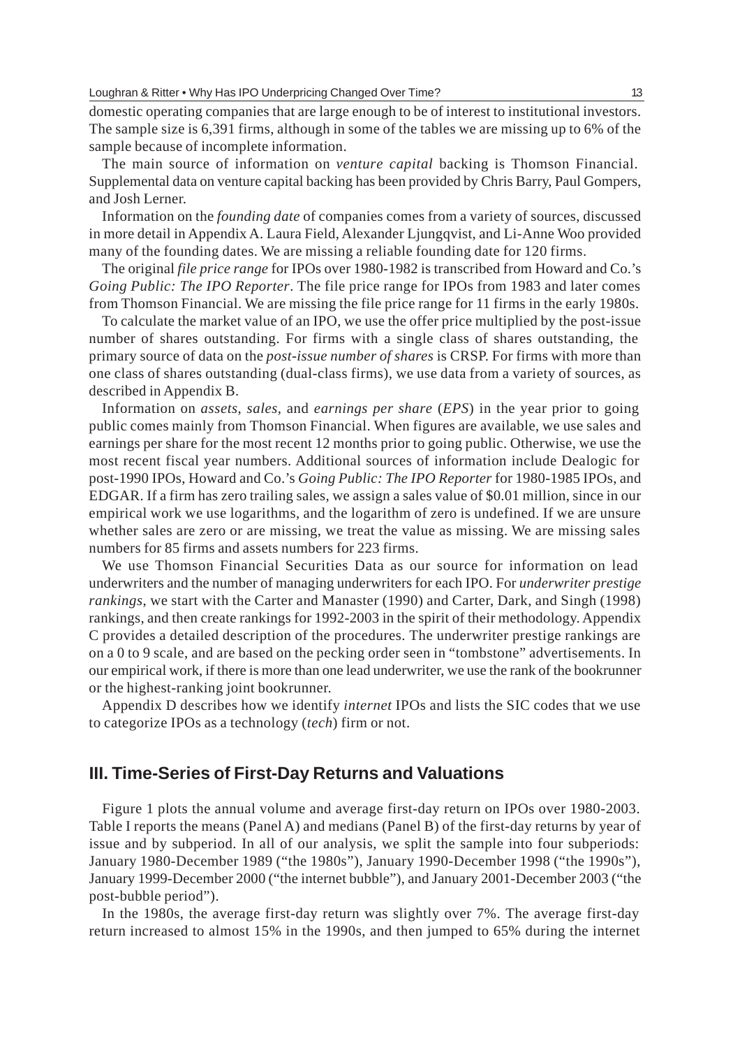domestic operating companies that are large enough to be of interest to institutional investors. The sample size is 6,391 firms, although in some of the tables we are missing up to 6% of the sample because of incomplete information.

The main source of information on *venture capital* backing is Thomson Financial. Supplemental data on venture capital backing has been provided by Chris Barry, Paul Gompers, and Josh Lerner.

Information on the *founding date* of companies comes from a variety of sources, discussed in more detail in Appendix A. Laura Field, Alexander Ljungqvist, and Li-Anne Woo provided many of the founding dates. We are missing a reliable founding date for 120 firms.

The original *file price range* for IPOs over 1980-1982 is transcribed from Howard and Co.'s *Going Public: The IPO Reporter*. The file price range for IPOs from 1983 and later comes from Thomson Financial. We are missing the file price range for 11 firms in the early 1980s.

To calculate the market value of an IPO, we use the offer price multiplied by the post-issue number of shares outstanding. For firms with a single class of shares outstanding, the primary source of data on the *post-issue number of shares* is CRSP. For firms with more than one class of shares outstanding (dual-class firms), we use data from a variety of sources, as described in Appendix B.

Information on *assets*, *sales*, and *earnings per share* (*EPS*) in the year prior to going public comes mainly from Thomson Financial. When figures are available, we use sales and earnings per share for the most recent 12 months prior to going public. Otherwise, we use the most recent fiscal year numbers. Additional sources of information include Dealogic for post-1990 IPOs, Howard and Co.'s *Going Public: The IPO Reporter* for 1980-1985 IPOs, and EDGAR. If a firm has zero trailing sales, we assign a sales value of $0.01 million, since in our empirical work we use logarithms, and the logarithm of zero is undefined. If we are unsure whether sales are zero or are missing, we treat the value as missing. We are missing sales numbers for 85 firms and assets numbers for 223 firms.

We use Thomson Financial Securities Data as our source for information on lead underwriters and the number of managing underwriters for each IPO. For *underwriter prestige rankings*, we start with the Carter and Manaster (1990) and Carter, Dark, and Singh (1998) rankings, and then create rankings for 1992-2003 in the spirit of their methodology. Appendix C provides a detailed description of the procedures. The underwriter prestige rankings are on a 0 to 9 scale, and are based on the pecking order seen in "tombstone" advertisements. In our empirical work, if there is more than one lead underwriter, we use the rank of the bookrunner or the highest-ranking joint bookrunner.

Appendix D describes how we identify *internet* IPOs and lists the SIC codes that we use to categorize IPOs as a technology (*tech*) firm or not.

## III. Time-Series of First-Day Returns and Valuations

Figure 1 plots the annual volume and average first-day return on IPOs over 1980-2003. Table I reports the means (Panel A) and medians (Panel B) of the first-day returns by year of issue and by subperiod. In all of our analysis, we split the sample into four subperiods: January 1980-December 1989 ("the 1980s"), January 1990-December 1998 ("the 1990s"), January 1999-December 2000 ("the internet bubble"), and January 2001-December 2003 ("the post-bubble period").

In the 1980s, the average first-day return was slightly over 7%. The average first-day return increased to almost 15% in the 1990s, and then jumped to 65% during the internet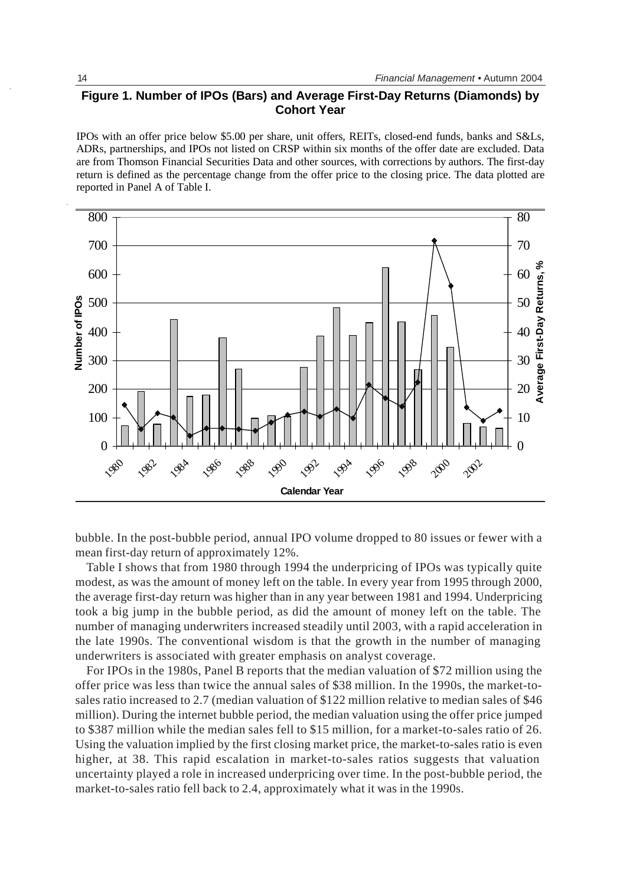**Figure 1. Number of IPOs (Bars) and Average First-Day Returns (Diamonds) by Cohort Year**

IPOs with an offer price below $5.00 per share, unit offers, REITs, closed-end funds, banks and S&Ls, ADRs, partnerships, and IPOs not listed on CRSP within six months of the offer date are excluded. Data are from Thomson Financial Securities Data and other sources, with corrections by authors. The first-day return is defined as the percentage change from the offer price to the closing price. The data plotted are reported in Panel A of Table I.

bubble. In the post-bubble period, annual IPO volume dropped to 80 issues or fewer with a mean first-day return of approximately 12%.

Table I shows that from 1980 through 1994 the underpricing of IPOs was typically quite modest, as was the amount of money left on the table. In every year from 1995 through 2000, the average first-day return was higher than in any year between 1981 and 1994. Underpricing took a big jump in the bubble period, as did the amount of money left on the table. The number of managing underwriters increased steadily until 2003, with a rapid acceleration in the late 1990s. The conventional wisdom is that the growth in the number of managing underwriters is associated with greater emphasis on analyst coverage.

For IPOs in the 1980s, Panel B reports that the median valuation of $72 million using the offer price was less than twice the annual sales of $38 million. In the 1990s, the market-to-sales ratio increased to 2.7 (median valuation of $122 million relative to median sales of $46 million). During the internet bubble period, the median valuation using the offer price jumped to $387 million while the median sales fell to $15 million, for a market-to-sales ratio of 26. Using the valuation implied by the first closing market price, the market-to-sales ratio is even higher, at 38. This rapid escalation in market-to-sales ratios suggests that valuation uncertainty played a role in increased underpricing over time. In the post-bubble period, the market-to-sales ratio fell back to 2.4, approximately what it was in the 1990s.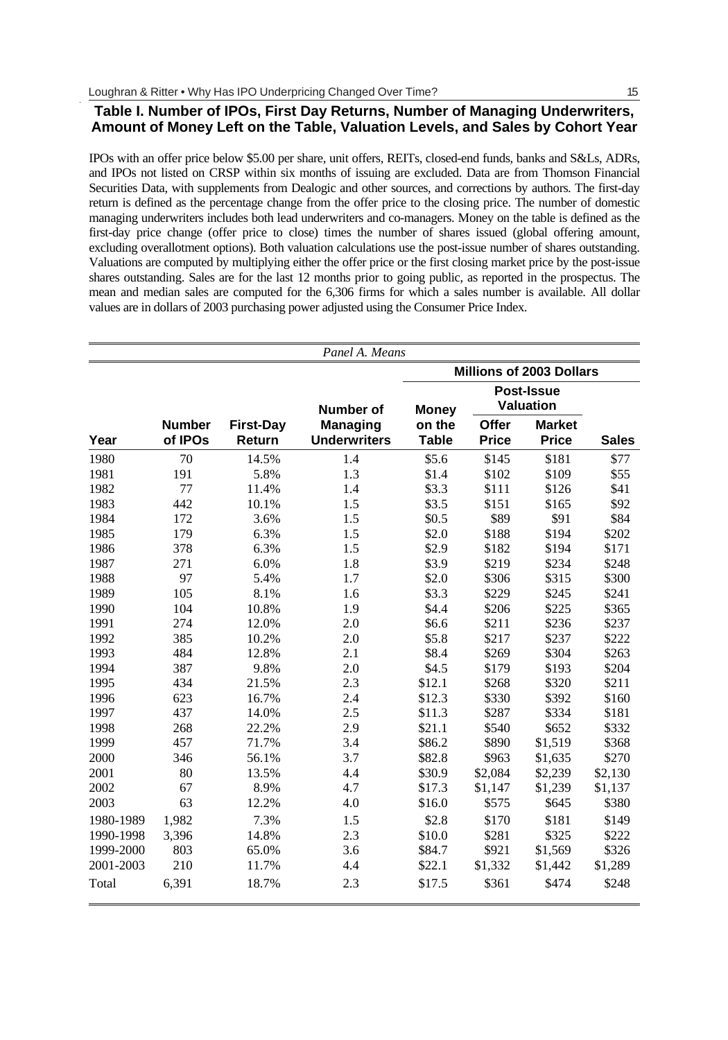### Table I. Number of IPOs, First Day Returns, Number of Managing Underwriters, Amount of Money Left on the Table, Valuation Levels, and Sales by Cohort Year

IPOs with an offer price below $5.00 per share, unit offers, REITs, closed-end funds, banks and S&Ls, ADRs, and IPOs not listed on CRSP within six months of issuing are excluded. Data are from Thomson Financial Securities Data, with supplements from Dealogic and other sources, and corrections by authors. The first-day return is defined as the percentage change from the offer price to the closing price. The number of domestic managing underwriters includes both lead underwriters and co-managers. Money on the table is defined as the first-day price change (offer price to close) times the number of shares issued (global offering amount, excluding overallotment options). Both valuation calculations use the post-issue number of shares outstanding. Valuations are computed by multiplying either the offer price or the first closing market price by the post-issue shares outstanding. Sales are for the last 12 months prior to going public, as reported in the prospectus. The mean and median sales are computed for the 6,306 firms for which a sales number is available. All dollar values are in dollars of 2003 purchasing power adjusted using the Consumer Price Index.

*Panel A. Means*

| | | | | Millions of 2003 Dollars | | | |
|---|---|---|---|---|---|---|---|
| | | | | | Post-Issue Valuation | | |
| Year | Number of IPOs | First-Day Return | Number of Managing Underwriters | Money on the Table | Offer Price | Market Price | Sales |
| 1980 | 70 | 14.5% | 1.4 | $5.6 | $145 | $181 | $77 |
| 1981 | 191 | 5.8% | 1.3 | $1.4 | $102 | $109 | $55 |
| 1982 | 77 | 11.4% | 1.4 | $3.3 | $111 | $126 | $41 |
| 1983 | 442 | 10.1% | 1.5 | $3.5 | $151 | $165 | $92 |
| 1984 | 172 | 3.6% | 1.5 | $0.5 | $89 | $91 | $84 |
| 1985 | 179 | 6.3% | 1.5 | $2.0 | $188 | $194 | $202 |
| 1986 | 378 | 6.3% | 1.5 | $2.9 | $182 | $194 | $171 |
| 1987 | 271 | 6.0% | 1.8 | $3.9 | $219 | $234 | $248 |
| 1988 | 97 | 5.4% | 1.7 | $2.0 | $306 | $315 | $300 |
| 1989 | 105 | 8.1% | 1.6 | $3.3 | $229 | $245 | $241 |
| 1990 | 104 | 10.8% | 1.9 | $4.4 | $206 | $225 | $365 |
| 1991 | 274 | 12.0% | 2.0 | $6.6 | $211 | $236 | $237 |
| 1992 | 385 | 10.2% | 2.0 | $5.8 | $217 | $237 | $222 |
| 1993 | 484 | 12.8% | 2.1 | $8.4 | $269 | $304 | $263 |
| 1994 | 387 | 9.8% | 2.0 | $4.5 | $179 | $193 | $204 |
| 1995 | 434 | 21.5% | 2.3 | $12.1 | $268 | $320 | $211 |
| 1996 | 623 | 16.7% | 2.4 | $12.3 | $330 | $392 | $160 |
| 1997 | 437 | 14.0% | 2.5 | $11.3 | $287 | $334 | $181 |
| 1998 | 268 | 22.2% | 2.9 | $21.1 | $540 | $652 | $332 |
| 1999 | 457 | 71.7% | 3.4 | $86.2 | $890 | $1,519 | $368 |
| 2000 | 346 | 56.1% | 3.7 | $82.8 | $963 | $1,635 | $270 |
| 2001 | 80 | 13.5% | 4.4 | $30.9 | $2,084 | $2,239 | $2,130 |
| 2002 | 67 | 8.9% | 4.7 | $17.3 | $1,147 | $1,239 | $1,137 |
| 2003 | 63 | 12.2% | 4.0 | $16.0 | $575 | $645 | $380 |
| 1980-1989 | 1,982 | 7.3% | 1.5 | $2.8 | $170 | $181 | $149 |
| 1990-1998 | 3,396 | 14.8% | 2.3 | $10.0 | $281 | $325 | $222 |
| 1999-2000 | 803 | 65.0% | 3.6 | $84.7 | $921 | $1,569 | $326 |
| 2001-2003 | 210 | 11.7% | 4.4 | $22.1 | $1,332 | $1,442 | $1,289 |
| Total | 6,391 | 18.7% | 2.3 | $17.5 | $361 | $474 | $248 |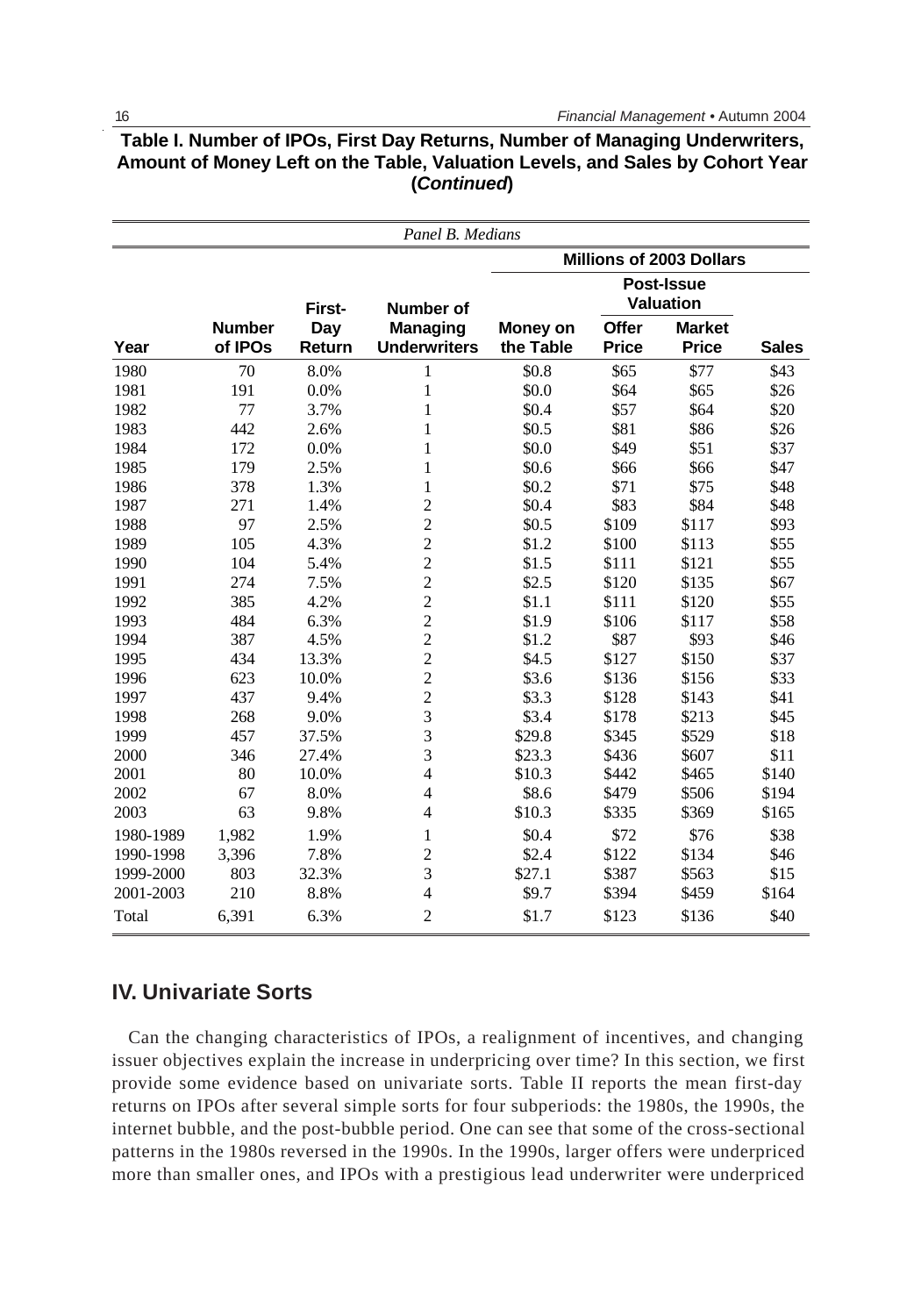**Table I. Number of IPOs, First Day Returns, Number of Managing Underwriters, Amount of Money Left on the Table, Valuation Levels, and Sales by Cohort Year (*Continued*)**

*Panel B. Medians*

| | | | | Millions of 2003 Dollars | | | |
|---|---|---|---|---|---|---|---|
| | | | | | Post-Issue Valuation | | |
| Year | Number of IPOs | First-Day Return | Number of Managing Underwriters | Money on the Table | Offer Price | Market Price | Sales |
| 1980 | 70 | 8.0% | 1 | \$0.8 | \$65 | \$77 | \$43 |
| 1981 | 191 | 0.0% | 1 | \$0.0 | \$64 | \$65 | \$26 |
| 1982 | 77 | 3.7% | 1 | \$0.4 | \$57 | \$64 | \$20 |
| 1983 | 442 | 2.6% | 1 | \$0.5 | \$81 | \$86 | \$26 |
| 1984 | 172 | 0.0% | 1 | \$0.0 | \$49 | \$51 | \$37 |
| 1985 | 179 | 2.5% | 1 | \$0.6 | \$66 | \$66 | \$47 |
| 1986 | 378 | 1.3% | 1 | \$0.2 | \$71 | \$75 | \$48 |
| 1987 | 271 | 1.4% | 2 | \$0.4 | \$83 | \$84 | \$48 |
| 1988 | 97 | 2.5% | 2 | \$0.5 | \$109 | \$117 | \$93 |
| 1989 | 105 | 4.3% | 2 | \$1.2 | \$100 | \$113 | \$55 |
| 1990 | 104 | 5.4% | 2 | \$1.5 | \$111 | \$121 | \$55 |
| 1991 | 274 | 7.5% | 2 | \$2.5 | \$120 | \$135 | \$67 |
| 1992 | 385 | 4.2% | 2 | \$1.1 | \$111 | \$120 | \$55 |
| 1993 | 484 | 6.3% | 2 | \$1.9 | \$106 | \$117 | \$58 |
| 1994 | 387 | 4.5% | 2 | \$1.2 | \$87 | \$93 | \$46 |
| 1995 | 434 | 13.3% | 2 | \$4.5 | \$127 | \$150 | \$37 |
| 1996 | 623 | 10.0% | 2 | \$3.6 | \$136 | \$156 | \$33 |
| 1997 | 437 | 9.4% | 2 | \$3.3 | \$128 | \$143 | \$41 |
| 1998 | 268 | 9.0% | 3 | \$3.4 | \$178 | \$213 | \$45 |
| 1999 | 457 | 37.5% | 3 | \$29.8 | \$345 | \$529 | \$18 |
| 2000 | 346 | 27.4% | 3 | \$23.3 | \$436 | \$607 | \$11 |
| 2001 | 80 | 10.0% | 4 | \$10.3 | \$442 | \$465 | \$140 |
| 2002 | 67 | 8.0% | 4 | \$8.6 | \$479 | \$506 | \$194 |
| 2003 | 63 | 9.8% | 4 | \$10.3 | \$335 | \$369 | \$165 |
| 1980-1989 | 1,982 | 1.9% | 1 | \$0.4 | \$72 | \$76 | \$38 |
| 1990-1998 | 3,396 | 7.8% | 2 | \$2.4 | \$122 | \$134 | \$46 |
| 1999-2000 | 803 | 32.3% | 3 | \$27.1 | \$387 | \$563 | \$15 |
| 2001-2003 | 210 | 8.8% | 4 | \$9.7 | \$394 | \$459 | \$164 |
| Total | 6,391 | 6.3% | 2 | \$1.7 | \$123 | \$136 | \$40 |

## IV. Univariate Sorts

Can the changing characteristics of IPOs, a realignment of incentives, and changing issuer objectives explain the increase in underpricing over time? In this section, we first provide some evidence based on univariate sorts. Table II reports the mean first-day returns on IPOs after several simple sorts for four subperiods: the 1980s, the 1990s, the internet bubble, and the post-bubble period. One can see that some of the cross-sectional patterns in the 1980s reversed in the 1990s. In the 1990s, larger offers were underpriced more than smaller ones, and IPOs with a prestigious lead underwriter were underpriced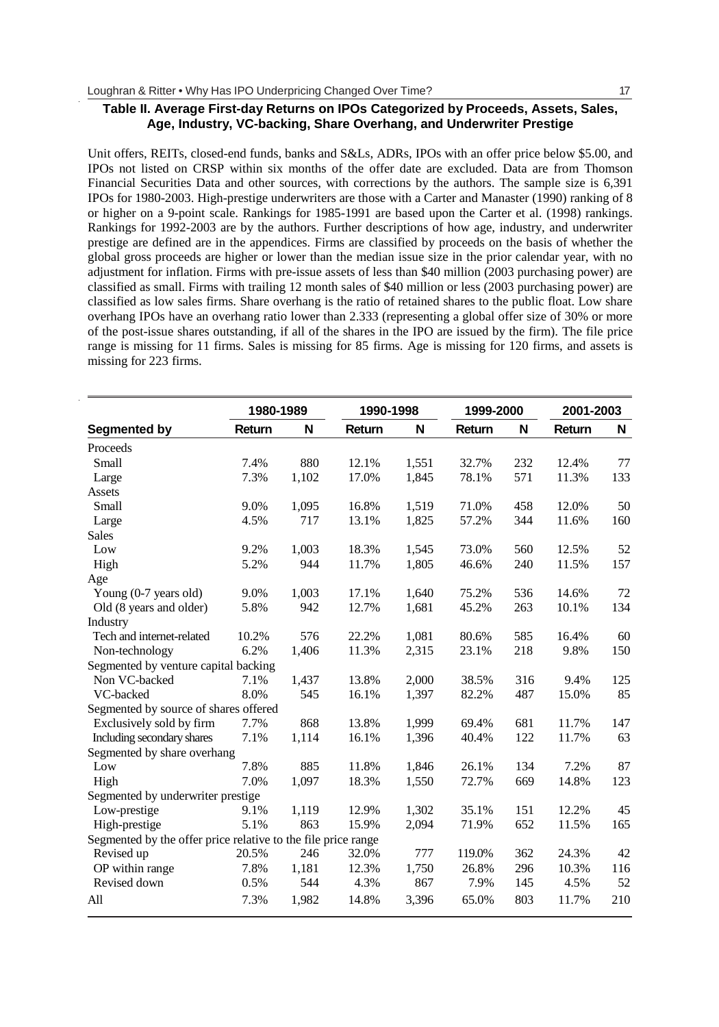### Table II. Average First-day Returns on IPOs Categorized by Proceeds, Assets, Sales, Age, Industry, VC-backing, Share Overhang, and Underwriter Prestige

Unit offers, REITs, closed-end funds, banks and S&Ls, ADRs, IPOs with an offer price below $5.00, and IPOs not listed on CRSP within six months of the offer date are excluded. Data are from Thomson Financial Securities Data and other sources, with corrections by the authors. The sample size is 6,391 IPOs for 1980-2003. High-prestige underwriters are those with a Carter and Manaster (1990) ranking of 8 or higher on a 9-point scale. Rankings for 1985-1991 are based upon the Carter et al. (1998) rankings. Rankings for 1992-2003 are by the authors. Further descriptions of how age, industry, and underwriter prestige are defined are in the appendices. Firms are classified by proceeds on the basis of whether the global gross proceeds are higher or lower than the median issue size in the prior calendar year, with no adjustment for inflation. Firms with pre-issue assets of less than $40 million (2003 purchasing power) are classified as small. Firms with trailing 12 month sales of $40 million or less (2003 purchasing power) are classified as low sales firms. Share overhang is the ratio of retained shares to the public float. Low share overhang IPOs have an overhang ratio lower than 2.333 (representing a global offer size of 30% or more of the post-issue shares outstanding, if all of the shares in the IPO are issued by the firm). The file price range is missing for 11 firms. Sales is missing for 85 firms. Age is missing for 120 firms, and assets is missing for 223 firms.

| | 1980-1989 | | 1990-1998 | | 1999-2000 | | 2001-2003 | |
|---|---|---|---|---|---|---|---|---|
| **Segmented by** | **Return** | **N** | **Return** | **N** | **Return** | **N** | **Return** | **N** |
| Proceeds | | | | | | | | |
| Small | 7.4% | 880 | 12.1% | 1,551 | 32.7% | 232 | 12.4% | 77 |
| Large | 7.3% | 1,102 | 17.0% | 1,845 | 78.1% | 571 | 11.3% | 133 |
| Assets | | | | | | | | |
| Small | 9.0% | 1,095 | 16.8% | 1,519 | 71.0% | 458 | 12.0% | 50 |
| Large | 4.5% | 717 | 13.1% | 1,825 | 57.2% | 344 | 11.6% | 160 |
| Sales | | | | | | | | |
| Low | 9.2% | 1,003 | 18.3% | 1,545 | 73.0% | 560 | 12.5% | 52 |
| High | 5.2% | 944 | 11.7% | 1,805 | 46.6% | 240 | 11.5% | 157 |
| Age | | | | | | | | |
| Young (0-7 years old) | 9.0% | 1,003 | 17.1% | 1,640 | 75.2% | 536 | 14.6% | 72 |
| Old (8 years and older) | 5.8% | 942 | 12.7% | 1,681 | 45.2% | 263 | 10.1% | 134 |
| Industry | | | | | | | | |
| Tech and internet-related | 10.2% | 576 | 22.2% | 1,081 | 80.6% | 585 | 16.4% | 60 |
| Non-technology | 6.2% | 1,406 | 11.3% | 2,315 | 23.1% | 218 | 9.8% | 150 |
| Segmented by venture capital backing | | | | | | | | |
| Non VC-backed | 7.1% | 1,437 | 13.8% | 2,000 | 38.5% | 316 | 9.4% | 125 |
| VC-backed | 8.0% | 545 | 16.1% | 1,397 | 82.2% | 487 | 15.0% | 85 |
| Segmented by source of shares offered | | | | | | | | |
| Exclusively sold by firm | 7.7% | 868 | 13.8% | 1,999 | 69.4% | 681 | 11.7% | 147 |
| Including secondary shares | 7.1% | 1,114 | 16.1% | 1,396 | 40.4% | 122 | 11.7% | 63 |
| Segmented by share overhang | | | | | | | | |
| Low | 7.8% | 885 | 11.8% | 1,846 | 26.1% | 134 | 7.2% | 87 |
| High | 7.0% | 1,097 | 18.3% | 1,550 | 72.7% | 669 | 14.8% | 123 |
| Segmented by underwriter prestige | | | | | | | | |
| Low-prestige | 9.1% | 1,119 | 12.9% | 1,302 | 35.1% | 151 | 12.2% | 45 |
| High-prestige | 5.1% | 863 | 15.9% | 2,094 | 71.9% | 652 | 11.5% | 165 |
| Segmented by the offer price relative to the file price range | | | | | | | | |
| Revised up | 20.5% | 246 | 32.0% | 777 | 119.0% | 362 | 24.3% | 42 |
| OP within range | 7.8% | 1,181 | 12.3% | 1,750 | 26.8% | 296 | 10.3% | 116 |
| Revised down | 0.5% | 544 | 4.3% | 867 | 7.9% | 145 | 4.5% | 52 |
| All | 7.3% | 1,982 | 14.8% | 3,396 | 65.0% | 803 | 11.7% | 210 |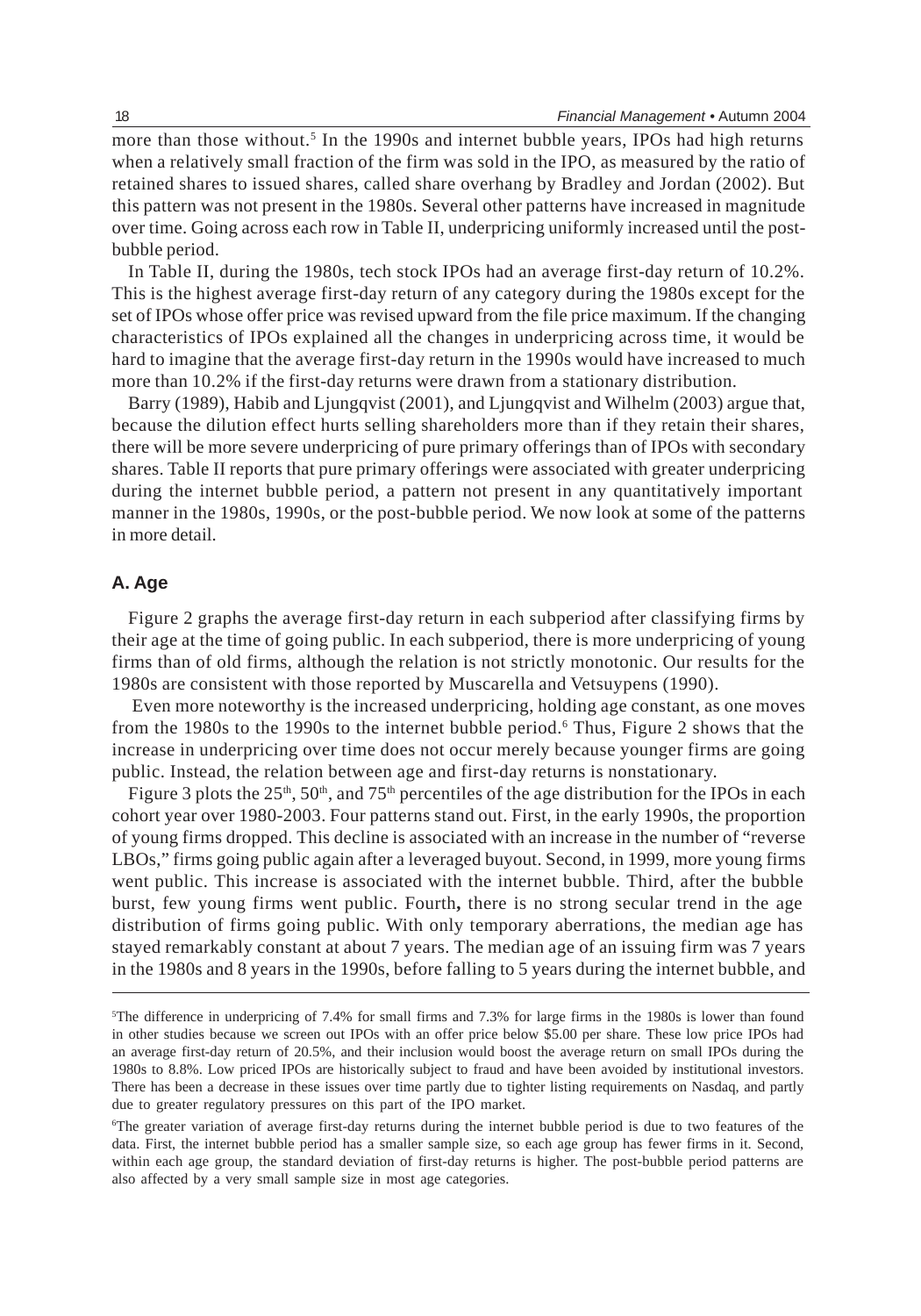more than those without.[5] In the 1990s and internet bubble years, IPOs had high returns when a relatively small fraction of the firm was sold in the IPO, as measured by the ratio of retained shares to issued shares, called share overhang by Bradley and Jordan (2002). But this pattern was not present in the 1980s. Several other patterns have increased in magnitude over time. Going across each row in Table II, underpricing uniformly increased until the post-bubble period.

In Table II, during the 1980s, tech stock IPOs had an average first-day return of 10.2%. This is the highest average first-day return of any category during the 1980s except for the set of IPOs whose offer price was revised upward from the file price maximum. If the changing characteristics of IPOs explained all the changes in underpricing across time, it would be hard to imagine that the average first-day return in the 1990s would have increased to much more than 10.2% if the first-day returns were drawn from a stationary distribution.

Barry (1989), Habib and Ljungqvist (2001), and Ljungqvist and Wilhelm (2003) argue that, because the dilution effect hurts selling shareholders more than if they retain their shares, there will be more severe underpricing of pure primary offerings than of IPOs with secondary shares. Table II reports that pure primary offerings were associated with greater underpricing during the internet bubble period, a pattern not present in any quantitatively important manner in the 1980s, 1990s, or the post-bubble period. We now look at some of the patterns in more detail.

### A. Age

Figure 2 graphs the average first-day return in each subperiod after classifying firms by their age at the time of going public. In each subperiod, there is more underpricing of young firms than of old firms, although the relation is not strictly monotonic. Our results for the 1980s are consistent with those reported by Muscarella and Vetsuypens (1990).

Even more noteworthy is the increased underpricing, holding age constant, as one moves from the 1980s to the 1990s to the internet bubble period.[6] Thus, Figure 2 shows that the increase in underpricing over time does not occur merely because younger firms are going public. Instead, the relation between age and first-day returns is nonstationary.

Figure 3 plots the 25th, 50th, and 75th percentiles of the age distribution for the IPOs in each cohort year over 1980-2003. Four patterns stand out. First, in the early 1990s, the proportion of young firms dropped. This decline is associated with an increase in the number of "reverse LBOs," firms going public again after a leveraged buyout. Second, in 1999, more young firms went public. This increase is associated with the internet bubble. Third, after the bubble burst, few young firms went public. Fourth**,** there is no strong secular trend in the age distribution of firms going public. With only temporary aberrations, the median age has stayed remarkably constant at about 7 years. The median age of an issuing firm was 7 years in the 1980s and 8 years in the 1990s, before falling to 5 years during the internet bubble, and

---

[5]The difference in underpricing of 7.4% for small firms and 7.3% for large firms in the 1980s is lower than found in other studies because we screen out IPOs with an offer price below $5.00 per share. These low price IPOs had an average first-day return of 20.5%, and their inclusion would boost the average return on small IPOs during the 1980s to 8.8%. Low priced IPOs are historically subject to fraud and have been avoided by institutional investors. There has been a decrease in these issues over time partly due to tighter listing requirements on Nasdaq, and partly due to greater regulatory pressures on this part of the IPO market.

[6]The greater variation of average first-day returns during the internet bubble period is due to two features of the data. First, the internet bubble period has a smaller sample size, so each age group has fewer firms in it. Second, within each age group, the standard deviation of first-day returns is higher. The post-bubble period patterns are also affected by a very small sample size in most age categories.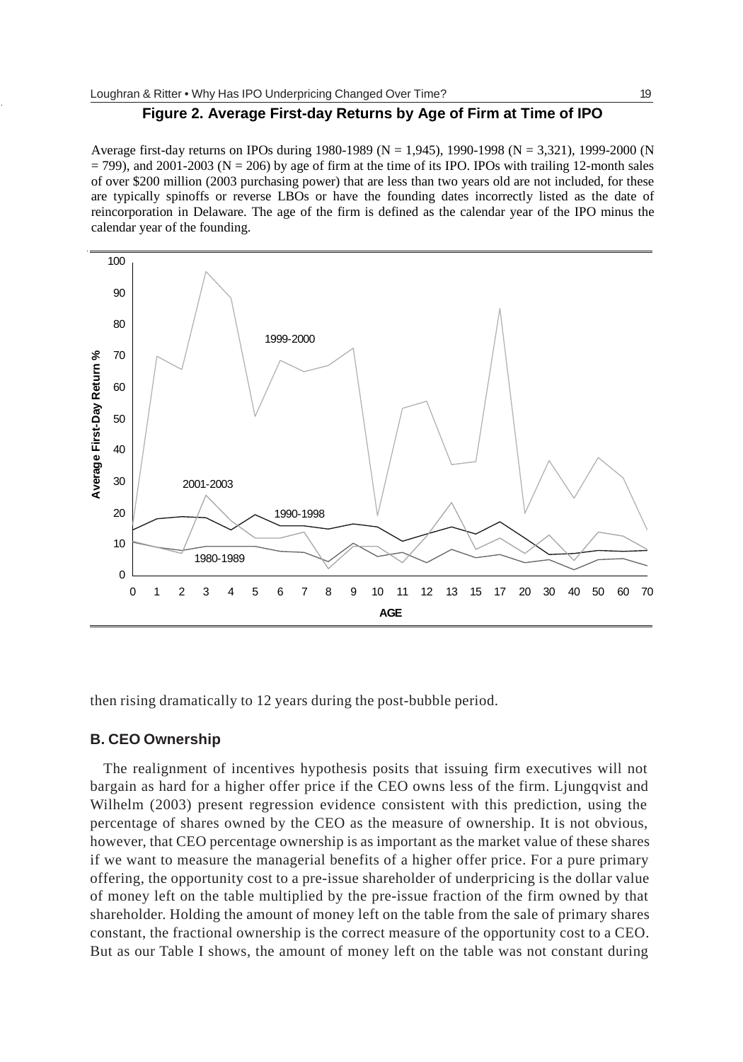**Figure 2. Average First-day Returns by Age of Firm at Time of IPO**

Average first-day returns on IPOs during 1980-1989 (N = 1,945), 1990-1998 (N = 3,321), 1999-2000 (N = 799), and 2001-2003 (N = 206) by age of firm at the time of its IPO. IPOs with trailing 12-month sales of over $200 million (2003 purchasing power) that are less than two years old are not included, for these are typically spinoffs or reverse LBOs or have the founding dates incorrectly listed as the date of reincorporation in Delaware. The age of the firm is defined as the calendar year of the IPO minus the calendar year of the founding.

then rising dramatically to 12 years during the post-bubble period.

## B. CEO Ownership

The realignment of incentives hypothesis posits that issuing firm executives will not bargain as hard for a higher offer price if the CEO owns less of the firm. Ljungqvist and Wilhelm (2003) present regression evidence consistent with this prediction, using the percentage of shares owned by the CEO as the measure of ownership. It is not obvious, however, that CEO percentage ownership is as important as the market value of these shares if we want to measure the managerial benefits of a higher offer price. For a pure primary offering, the opportunity cost to a pre-issue shareholder of underpricing is the dollar value of money left on the table multiplied by the pre-issue fraction of the firm owned by that shareholder. Holding the amount of money left on the table from the sale of primary shares constant, the fractional ownership is the correct measure of the opportunity cost to a CEO. But as our Table I shows, the amount of money left on the table was not constant during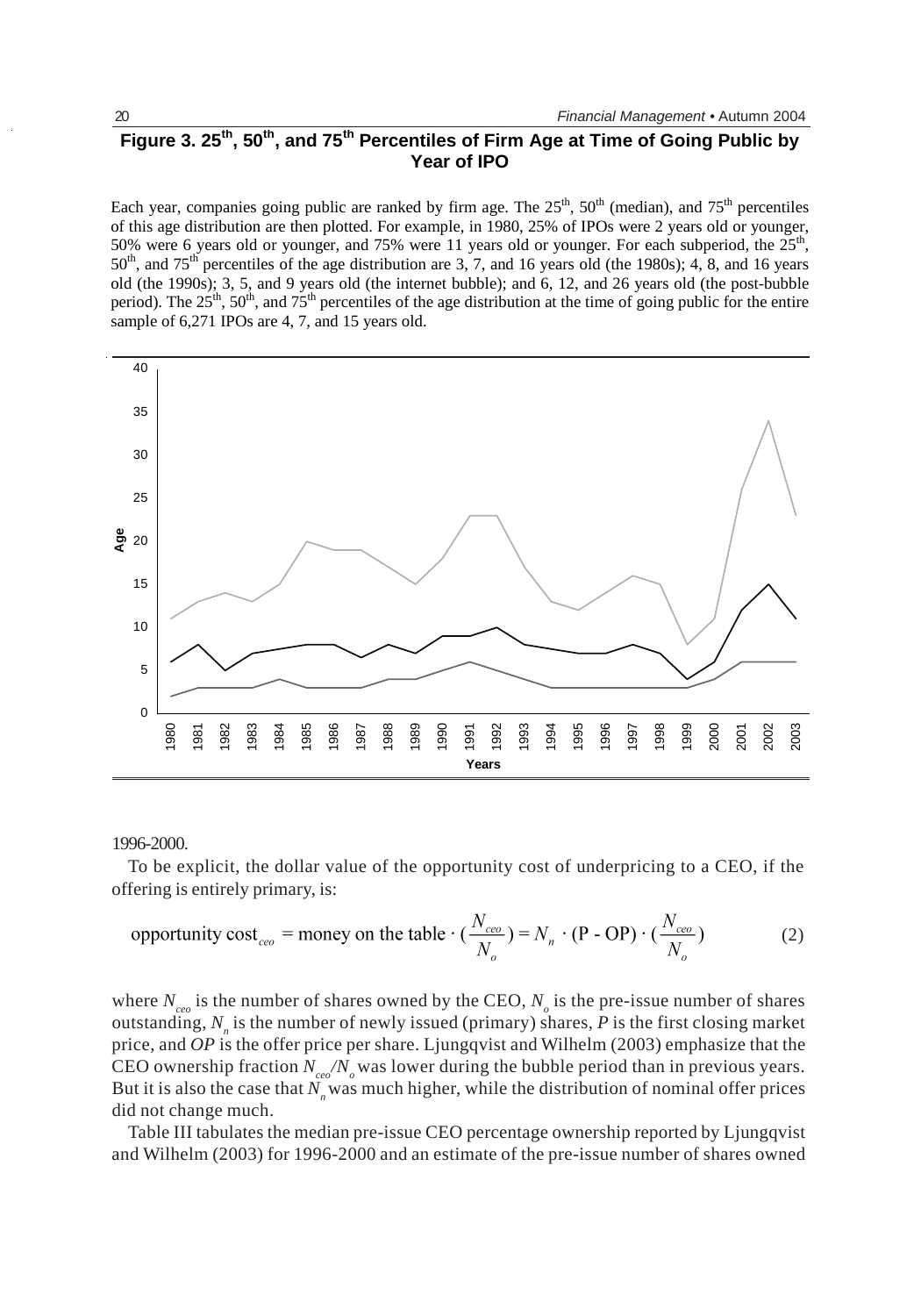## Figure 3. 25th, 50th, and 75th Percentiles of Firm Age at Time of Going Public by Year of IPO

Each year, companies going public are ranked by firm age. The 25th, 50th (median), and 75th percentiles of this age distribution are then plotted. For example, in 1980, 25% of IPOs were 2 years old or younger, 50% were 6 years old or younger, and 75% were 11 years old or younger. For each subperiod, the 25th, 50th, and 75th percentiles of the age distribution are 3, 7, and 16 years old (the 1980s); 4, 8, and 16 years old (the 1990s); 3, 5, and 9 years old (the internet bubble); and 6, 12, and 26 years old (the post-bubble period). The 25th, 50th, and 75th percentiles of the age distribution at the time of going public for the entire sample of 6,271 IPOs are 4, 7, and 15 years old.

1996-2000.

To be explicit, the dollar value of the opportunity cost of underpricing to a CEO, if the offering is entirely primary, is:

$$\text{opportunity cost}_{ceo} = \text{money on the table} \cdot \left(\frac{N_{ceo}}{N_o}\right) = N_n \cdot (\text{P - OP}) \cdot \left(\frac{N_{ceo}}{N_o}\right) \tag{2}$$

where $N_{ceo}$ is the number of shares owned by the CEO, $N_o$ is the pre-issue number of shares outstanding, $N_n$ is the number of newly issued (primary) shares, $P$ is the first closing market price, and $OP$ is the offer price per share. Ljungqvist and Wilhelm (2003) emphasize that the CEO ownership fraction $N_{ceo}/N_o$ was lower during the bubble period than in previous years. But it is also the case that $N_n$ was much higher, while the distribution of nominal offer prices did not change much.

Table III tabulates the median pre-issue CEO percentage ownership reported by Ljungqvist and Wilhelm (2003) for 1996-2000 and an estimate of the pre-issue number of shares owned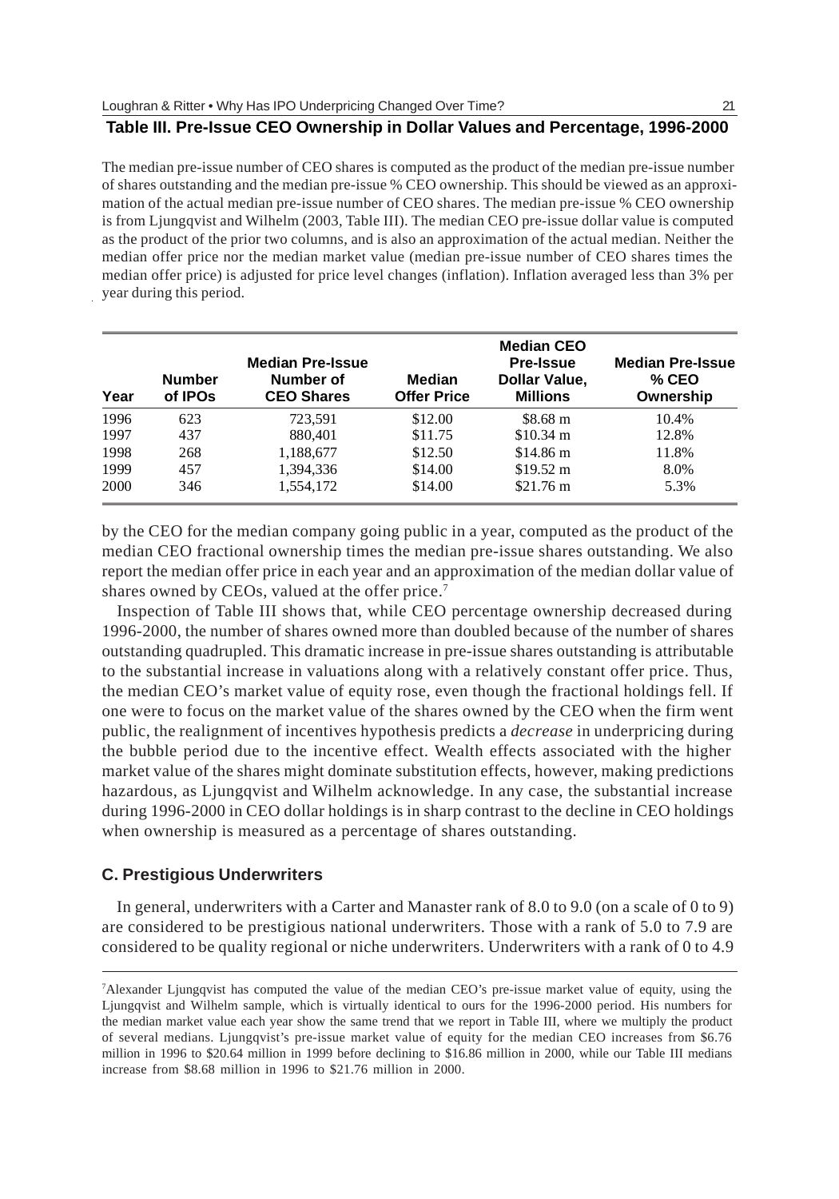### Table III. Pre-Issue CEO Ownership in Dollar Values and Percentage, 1996-2000

The median pre-issue number of CEO shares is computed as the product of the median pre-issue number of shares outstanding and the median pre-issue % CEO ownership. This should be viewed as an approximation of the actual median pre-issue number of CEO shares. The median pre-issue % CEO ownership is from Ljungqvist and Wilhelm (2003, Table III). The median CEO pre-issue dollar value is computed as the product of the prior two columns, and is also an approximation of the actual median. Neither the median offer price nor the median market value (median pre-issue number of CEO shares times the median offer price) is adjusted for price level changes (inflation). Inflation averaged less than 3% per year during this period.

| Year | Number of IPOs | Median Pre-Issue Number of CEO Shares | Median Offer Price | Median CEO Pre-Issue Dollar Value, Millions | Median Pre-Issue % CEO Ownership |
|---|---|---|---|---|---|
| 1996 | 623 | 723,591 | $12.00 | $8.68 m | 10.4% |
| 1997 | 437 | 880,401 | $11.75 | $10.34 m | 12.8% |
| 1998 | 268 | 1,188,677 | $12.50 | $14.86 m | 11.8% |
| 1999 | 457 | 1,394,336 | $14.00 | $19.52 m | 8.0% |
| 2000 | 346 | 1,554,172 | $14.00 | $21.76 m | 5.3% |

by the CEO for the median company going public in a year, computed as the product of the median CEO fractional ownership times the median pre-issue shares outstanding. We also report the median offer price in each year and an approximation of the median dollar value of shares owned by CEOs, valued at the offer price.[7]

Inspection of Table III shows that, while CEO percentage ownership decreased during 1996-2000, the number of shares owned more than doubled because of the number of shares outstanding quadrupled. This dramatic increase in pre-issue shares outstanding is attributable to the substantial increase in valuations along with a relatively constant offer price. Thus, the median CEO's market value of equity rose, even though the fractional holdings fell. If one were to focus on the market value of the shares owned by the CEO when the firm went public, the realignment of incentives hypothesis predicts a *decrease* in underpricing during the bubble period due to the incentive effect. Wealth effects associated with the higher market value of the shares might dominate substitution effects, however, making predictions hazardous, as Ljungqvist and Wilhelm acknowledge. In any case, the substantial increase during 1996-2000 in CEO dollar holdings is in sharp contrast to the decline in CEO holdings when ownership is measured as a percentage of shares outstanding.

### C. Prestigious Underwriters

In general, underwriters with a Carter and Manaster rank of 8.0 to 9.0 (on a scale of 0 to 9) are considered to be prestigious national underwriters. Those with a rank of 5.0 to 7.9 are considered to be quality regional or niche underwriters. Underwriters with a rank of 0 to 4.9

[7]Alexander Ljungqvist has computed the value of the median CEO's pre-issue market value of equity, using the Ljungqvist and Wilhelm sample, which is virtually identical to ours for the 1996-2000 period. His numbers for the median market value each year show the same trend that we report in Table III, where we multiply the product of several medians. Ljungqvist's pre-issue market value of equity for the median CEO increases from $6.76 million in 1996 to $20.64 million in 1999 before declining to $16.86 million in 2000, while our Table III medians increase from $8.68 million in 1996 to $21.76 million in 2000.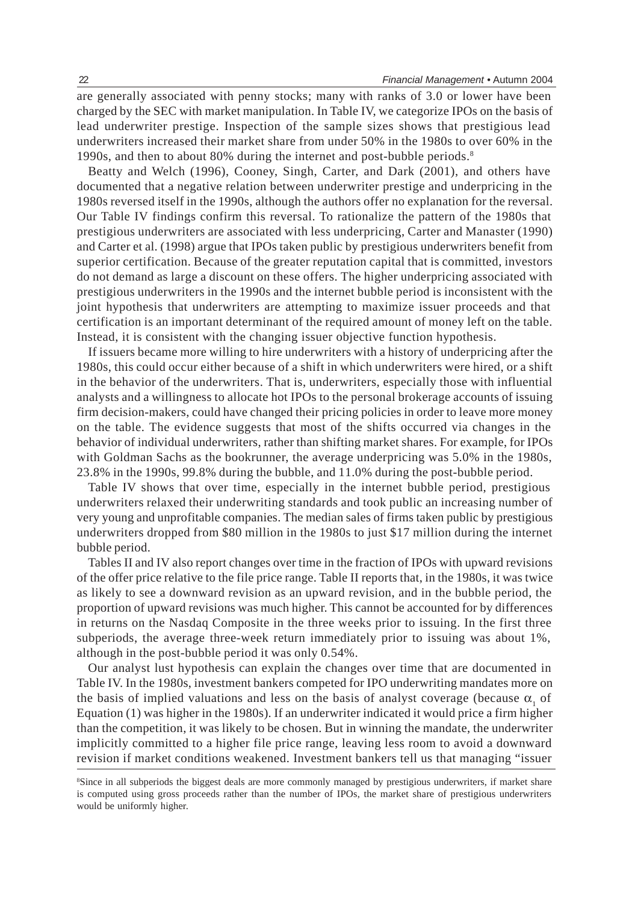are generally associated with penny stocks; many with ranks of 3.0 or lower have been charged by the SEC with market manipulation. In Table IV, we categorize IPOs on the basis of lead underwriter prestige. Inspection of the sample sizes shows that prestigious lead underwriters increased their market share from under 50% in the 1980s to over 60% in the 1990s, and then to about 80% during the internet and post-bubble periods.[8]

Beatty and Welch (1996), Cooney, Singh, Carter, and Dark (2001), and others have documented that a negative relation between underwriter prestige and underpricing in the 1980s reversed itself in the 1990s, although the authors offer no explanation for the reversal. Our Table IV findings confirm this reversal. To rationalize the pattern of the 1980s that prestigious underwriters are associated with less underpricing, Carter and Manaster (1990) and Carter et al. (1998) argue that IPOs taken public by prestigious underwriters benefit from superior certification. Because of the greater reputation capital that is committed, investors do not demand as large a discount on these offers. The higher underpricing associated with prestigious underwriters in the 1990s and the internet bubble period is inconsistent with the joint hypothesis that underwriters are attempting to maximize issuer proceeds and that certification is an important determinant of the required amount of money left on the table. Instead, it is consistent with the changing issuer objective function hypothesis.

If issuers became more willing to hire underwriters with a history of underpricing after the 1980s, this could occur either because of a shift in which underwriters were hired, or a shift in the behavior of the underwriters. That is, underwriters, especially those with influential analysts and a willingness to allocate hot IPOs to the personal brokerage accounts of issuing firm decision-makers, could have changed their pricing policies in order to leave more money on the table. The evidence suggests that most of the shifts occurred via changes in the behavior of individual underwriters, rather than shifting market shares. For example, for IPOs with Goldman Sachs as the bookrunner, the average underpricing was 5.0% in the 1980s, 23.8% in the 1990s, 99.8% during the bubble, and 11.0% during the post-bubble period.

Table IV shows that over time, especially in the internet bubble period, prestigious underwriters relaxed their underwriting standards and took public an increasing number of very young and unprofitable companies. The median sales of firms taken public by prestigious underwriters dropped from $80 million in the 1980s to just $17 million during the internet bubble period.

Tables II and IV also report changes over time in the fraction of IPOs with upward revisions of the offer price relative to the file price range. Table II reports that, in the 1980s, it was twice as likely to see a downward revision as an upward revision, and in the bubble period, the proportion of upward revisions was much higher. This cannot be accounted for by differences in returns on the Nasdaq Composite in the three weeks prior to issuing. In the first three subperiods, the average three-week return immediately prior to issuing was about 1%, although in the post-bubble period it was only 0.54%.

Our analyst lust hypothesis can explain the changes over time that are documented in Table IV. In the 1980s, investment bankers competed for IPO underwriting mandates more on the basis of implied valuations and less on the basis of analyst coverage (because $\alpha_1$ of Equation (1) was higher in the 1980s). If an underwriter indicated it would price a firm higher than the competition, it was likely to be chosen. But in winning the mandate, the underwriter implicitly committed to a higher file price range, leaving less room to avoid a downward revision if market conditions weakened. Investment bankers tell us that managing "issuer

[8]Since in all subperiods the biggest deals are more commonly managed by prestigious underwriters, if market share is computed using gross proceeds rather than the number of IPOs, the market share of prestigious underwriters would be uniformly higher.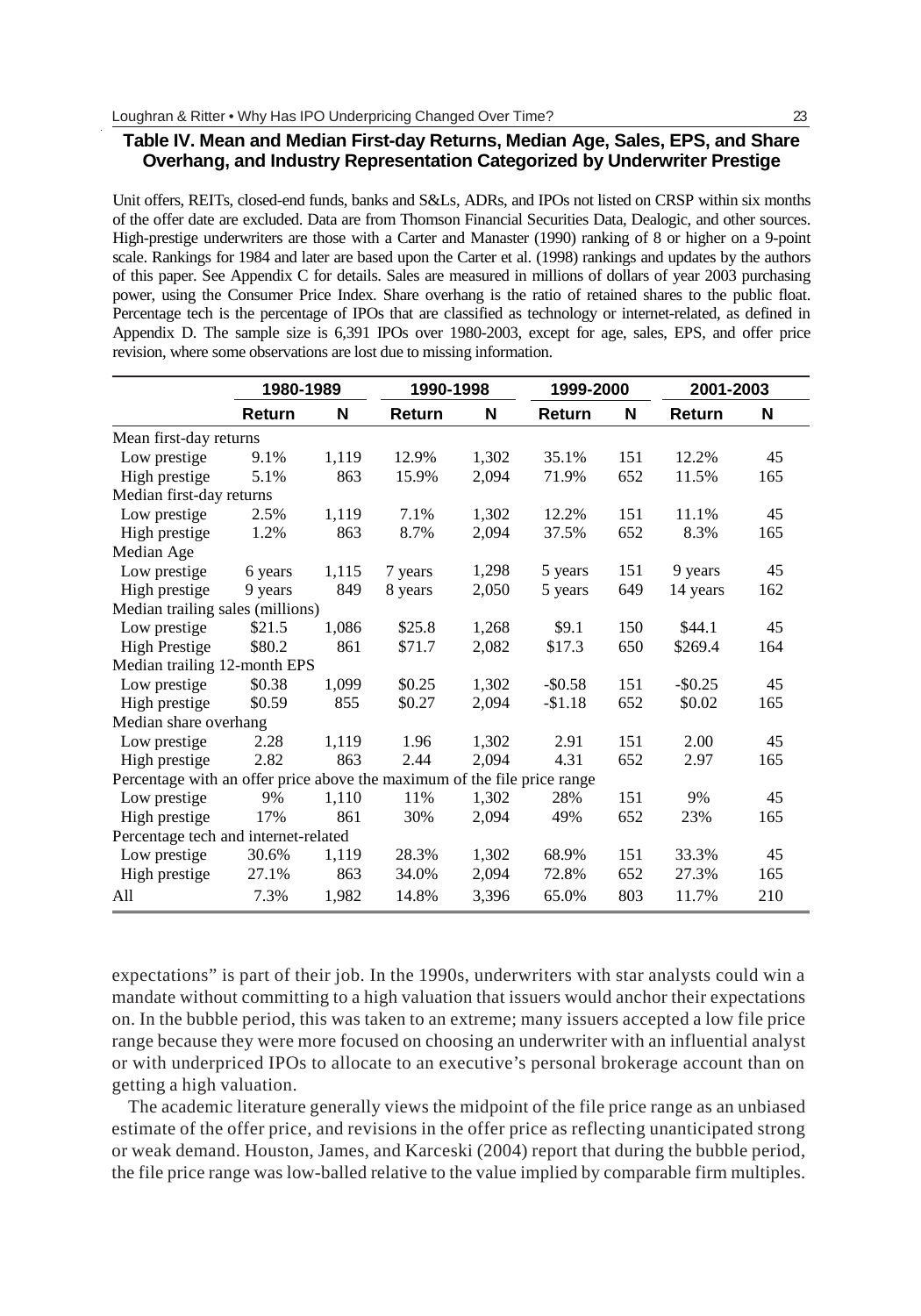**Table IV. Mean and Median First-day Returns, Median Age, Sales, EPS, and Share Overhang, and Industry Representation Categorized by Underwriter Prestige**

Unit offers, REITs, closed-end funds, banks and S&Ls, ADRs, and IPOs not listed on CRSP within six months of the offer date are excluded. Data are from Thomson Financial Securities Data, Dealogic, and other sources. High-prestige underwriters are those with a Carter and Manaster (1990) ranking of 8 or higher on a 9-point scale. Rankings for 1984 and later are based upon the Carter et al. (1998) rankings and updates by the authors of this paper. See Appendix C for details. Sales are measured in millions of dollars of year 2003 purchasing power, using the Consumer Price Index. Share overhang is the ratio of retained shares to the public float. Percentage tech is the percentage of IPOs that are classified as technology or internet-related, as defined in Appendix D. The sample size is 6,391 IPOs over 1980-2003, except for age, sales, EPS, and offer price revision, where some observations are lost due to missing information.

| | 1980-1989 | | 1990-1998 | | 1999-2000 | | 2001-2003 | |
|---|---|---|---|---|---|---|---|---|
| | **Return** | **N** | **Return** | **N** | **Return** | **N** | **Return** | **N** |
| Mean first-day returns | | | | | | | | |
| Low prestige | 9.1% | 1,119 | 12.9% | 1,302 | 35.1% | 151 | 12.2% | 45 |
| High prestige | 5.1% | 863 | 15.9% | 2,094 | 71.9% | 652 | 11.5% | 165 |
| Median first-day returns | | | | | | | | |
| Low prestige | 2.5% | 1,119 | 7.1% | 1,302 | 12.2% | 151 | 11.1% | 45 |
| High prestige | 1.2% | 863 | 8.7% | 2,094 | 37.5% | 652 | 8.3% | 165 |
| Median Age | | | | | | | | |
| Low prestige | 6 years | 1,115 | 7 years | 1,298 | 5 years | 151 | 9 years | 45 |
| High prestige | 9 years | 849 | 8 years | 2,050 | 5 years | 649 | 14 years | 162 |
| Median trailing sales (millions) | | | | | | | | |
| Low prestige | $21.5 | 1,086 | $25.8 | 1,268 | $9.1 | 150 | $44.1 | 45 |
| High Prestige | $80.2 | 861 | $71.7 | 2,082 | $17.3 | 650 | $269.4 | 164 |
| Median trailing 12-month EPS | | | | | | | | |
| Low prestige | $0.38 | 1,099 | $0.25 | 1,302 | -$0.58 | 151 | -$0.25 | 45 |
| High prestige | $0.59 | 855 | $0.27 | 2,094 | -$1.18 | 652 | $0.02 | 165 |
| Median share overhang | | | | | | | | |
| Low prestige | 2.28 | 1,119 | 1.96 | 1,302 | 2.91 | 151 | 2.00 | 45 |
| High prestige | 2.82 | 863 | 2.44 | 2,094 | 4.31 | 652 | 2.97 | 165 |
| Percentage with an offer price above the maximum of the file price range | | | | | | | | |
| Low prestige | 9% | 1,110 | 11% | 1,302 | 28% | 151 | 9% | 45 |
| High prestige | 17% | 861 | 30% | 2,094 | 49% | 652 | 23% | 165 |
| Percentage tech and internet-related | | | | | | | | |
| Low prestige | 30.6% | 1,119 | 28.3% | 1,302 | 68.9% | 151 | 33.3% | 45 |
| High prestige | 27.1% | 863 | 34.0% | 2,094 | 72.8% | 652 | 27.3% | 165 |
| All | 7.3% | 1,982 | 14.8% | 3,396 | 65.0% | 803 | 11.7% | 210 |

expectations" is part of their job. In the 1990s, underwriters with star analysts could win a mandate without committing to a high valuation that issuers would anchor their expectations on. In the bubble period, this was taken to an extreme; many issuers accepted a low file price range because they were more focused on choosing an underwriter with an influential analyst or with underpriced IPOs to allocate to an executive's personal brokerage account than on getting a high valuation.

The academic literature generally views the midpoint of the file price range as an unbiased estimate of the offer price, and revisions in the offer price as reflecting unanticipated strong or weak demand. Houston, James, and Karceski (2004) report that during the bubble period, the file price range was low-balled relative to the value implied by comparable firm multiples.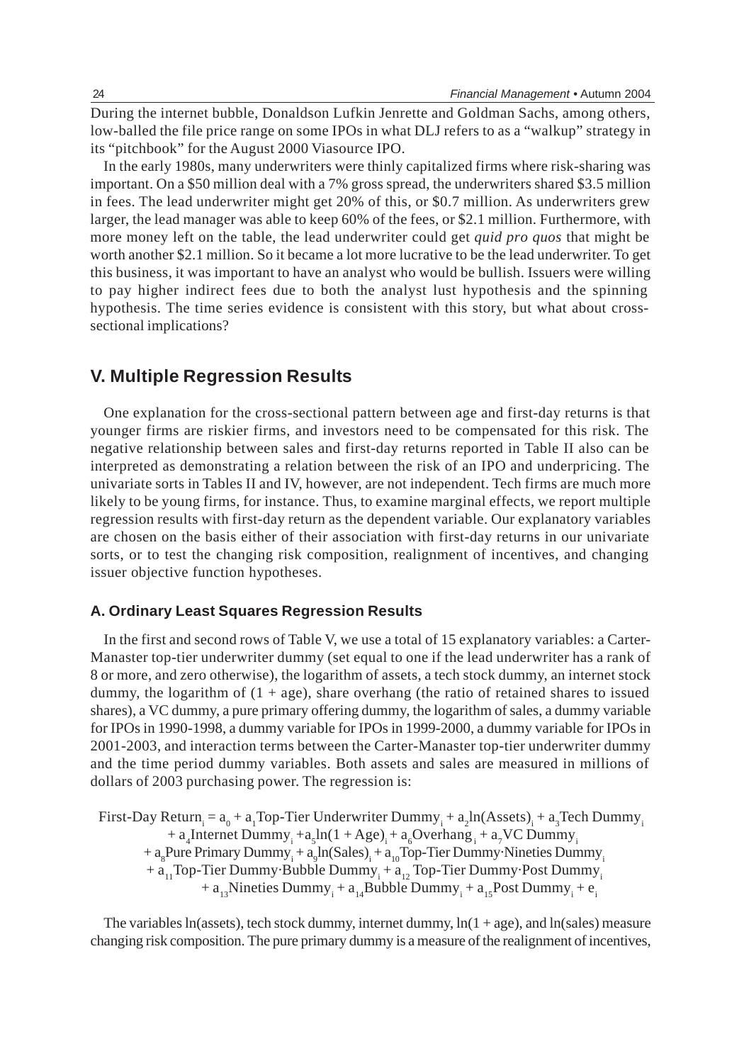During the internet bubble, Donaldson Lufkin Jenrette and Goldman Sachs, among others, low-balled the file price range on some IPOs in what DLJ refers to as a "walkup" strategy in its "pitchbook" for the August 2000 Viasource IPO.

In the early 1980s, many underwriters were thinly capitalized firms where risk-sharing was important. On a \$50 million deal with a 7% gross spread, the underwriters shared \$3.5 million in fees. The lead underwriter might get 20% of this, or \$0.7 million. As underwriters grew larger, the lead manager was able to keep 60% of the fees, or \$2.1 million. Furthermore, with more money left on the table, the lead underwriter could get *quid pro quos* that might be worth another \$2.1 million. So it became a lot more lucrative to be the lead underwriter. To get this business, it was important to have an analyst who would be bullish. Issuers were willing to pay higher indirect fees due to both the analyst lust hypothesis and the spinning hypothesis. The time series evidence is consistent with this story, but what about cross-sectional implications?

## V. Multiple Regression Results

One explanation for the cross-sectional pattern between age and first-day returns is that younger firms are riskier firms, and investors need to be compensated for this risk. The negative relationship between sales and first-day returns reported in Table II also can be interpreted as demonstrating a relation between the risk of an IPO and underpricing. The univariate sorts in Tables II and IV, however, are not independent. Tech firms are much more likely to be young firms, for instance. Thus, to examine marginal effects, we report multiple regression results with first-day return as the dependent variable. Our explanatory variables are chosen on the basis either of their association with first-day returns in our univariate sorts, or to test the changing risk composition, realignment of incentives, and changing issuer objective function hypotheses.

### A. Ordinary Least Squares Regression Results

In the first and second rows of Table V, we use a total of 15 explanatory variables: a Carter-Manaster top-tier underwriter dummy (set equal to one if the lead underwriter has a rank of 8 or more, and zero otherwise), the logarithm of assets, a tech stock dummy, an internet stock dummy, the logarithm of (1 + age), share overhang (the ratio of retained shares to issued shares), a VC dummy, a pure primary offering dummy, the logarithm of sales, a dummy variable for IPOs in 1990-1998, a dummy variable for IPOs in 1999-2000, a dummy variable for IPOs in 2001-2003, and interaction terms between the Carter-Manaster top-tier underwriter dummy and the time period dummy variables. Both assets and sales are measured in millions of dollars of 2003 purchasing power. The regression is:

$$
\begin{aligned}
\text{First-Day Return}_i = {} & a_0 + a_1\text{Top-Tier Underwriter Dummy}_i + a_2\ln(\text{Assets})_i + a_3\text{Tech Dummy}_i \\
& + a_4\text{Internet Dummy}_i + a_5\ln(1+\text{Age})_i + a_6\text{Overhang}_i + a_7\text{VC Dummy}_i \\
& + a_8\text{Pure Primary Dummy}_i + a_9\ln(\text{Sales})_i + a_{10}\text{Top-Tier Dummy}\cdot\text{Nineties Dummy}_i \\
& + a_{11}\text{Top-Tier Dummy}\cdot\text{Bubble Dummy}_i + a_{12}\text{Top-Tier Dummy}\cdot\text{Post Dummy}_i \\
& + a_{13}\text{Nineties Dummy}_i + a_{14}\text{Bubble Dummy}_i + a_{15}\text{Post Dummy}_i + e_i
\end{aligned}
$$

The variables ln(assets), tech stock dummy, internet dummy, ln(1 + age), and ln(sales) measure changing risk composition. The pure primary dummy is a measure of the realignment of incentives,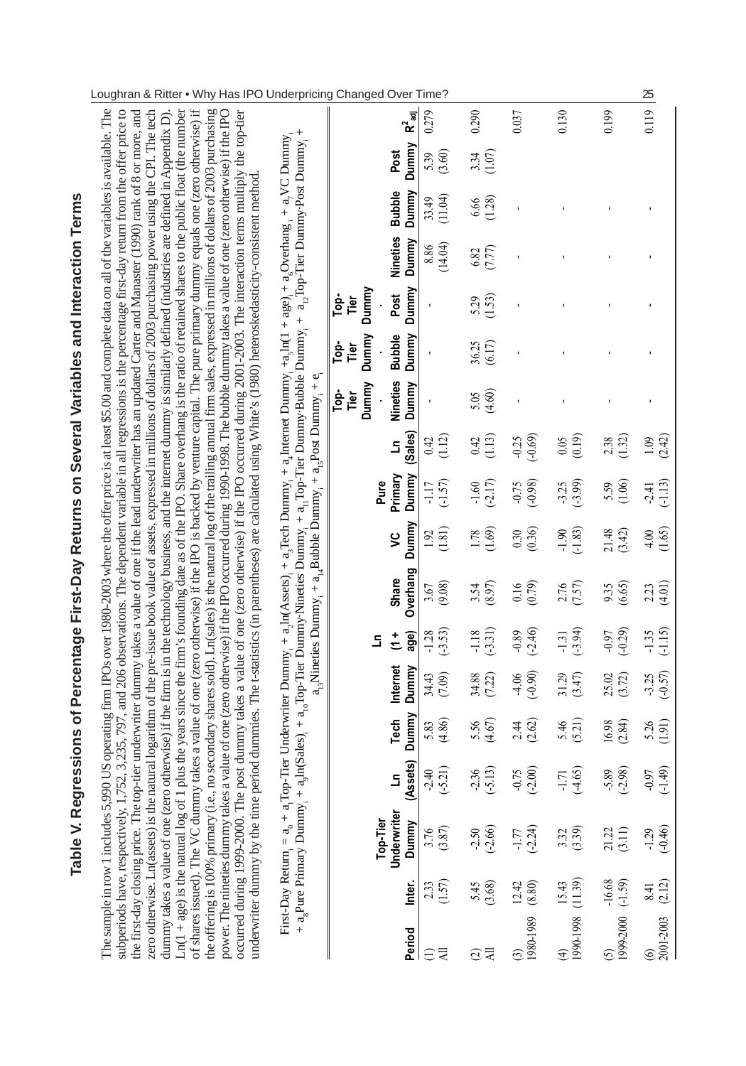# Table V. Regressions of Percentage First-Day Returns on Several Variables and Interaction Terms

The sample in row 1 includes 5,990 US operating firm IPOs over 1980-2003 where the offer price is at least \$5.00 and complete data on all of the variables is available. The subperiods have, respectively, 1,752, 3,235, 797, and 206 observations. The dependent variable in all regressions is the percentage first-day return from the offer price to the first-day closing price. The top-tier underwriter dummy takes a value of one if the lead underwriter has an updated Carter and Manaster (1990) rank of 8 or more, and zero otherwise. Ln(assets) is the natural logarithm of the pre-issue book value of assets, expressed in millions of dollars of 2003 purchasing power using the CPI. The tech dummy takes a value of one (zero otherwise) if the firm is in the technology business, and the internet dummy is similarly defined (industries are defined in Appendix D). Ln(1 + age) is the natural log of 1 plus the years since the firm's founding date as of the IPO. Share overhang is the ratio of retained shares to the public float (the number of shares issued). The VC dummy takes a value of one (zero otherwise) if the IPO is backed by venture capital. The pure primary dummy equals one (zero otherwise) if the offering is 100% primary (i.e., no secondary shares sold). Ln(sales) is the natural log of the trailing annual firm sales, expressed in millions of dollars of 2003 purchasing power. The nineties dummy takes a value of one (zero otherwise) if the IPO occurred during 1990-1998. The bubble dummy takes a value of one (zero otherwise) if the IPO occurred during 1999-2000. The post dummy takes a value of one (zero otherwise) if the IPO occurred during 2001-2003. The interaction terms multiply the top-tier underwriter dummy by the time period dummies. The t-statistics (in parentheses) are calculated using White's (1980) heteroskedasticity-consistent method.

$$\text{First-Day Return}_i = a_0 + a_1\text{Top-Tier Underwriter Dummy}_i + a_2\ln(\text{Assets})_i + a_3\text{Tech Dummy}_i + a_4\text{Internet Dummy}_i + a_5\ln(1 + \text{age}) + a_6\text{Overhang}_i + a_7\text{VC Dummy}_i + a_8\text{Pure Primary Dummy}_i + a_9\ln(\text{Sales})_i + a_{10}\text{Top-Tier Dummy}\cdot\text{Nineties Dummy}_i + a_{11}\text{Top-Tier Dummy}\cdot\text{Bubble Dummy}_i + a_{12}\text{Top-Tier Dummy}\cdot\text{Post Dummy}_i + a_{13}\text{Nineties Dummy}_i + a_{14}\text{Bubble Dummy}_i + a_{15}\text{Post Dummy}_i + e_i$$

| Period | Inter. | Top-Tier Underwriter Dummy | Ln (Assets) | Tech Dummy | Internet Dummy | Ln (1 + age) | Share Overhang | VC Dummy | Pure Primary Dummy | Ln (Sales) | Top-Tier Dummy · Nineties Dummy | Top-Tier Dummy · Bubble Dummy | Top-Tier Dummy · Post Dummy | Nineties Dummy | Bubble Dummy | Post Dummy | $R^2_{adj}$ |
|---|---|---|---|---|---|---|---|---|---|---|---|---|---|---|---|---|---|
| (1) All | 2.33 (1.57) | 3.76 (3.87) | -2.40 (-5.21) | 5.83 (4.86) | 34.43 (7.09) | -1.28 (-3.53) | 3.67 (9.08) | 1.92 (1.81) | -1.17 (-1.57) | 0.42 (1.12) | - | - | - | 8.86 (14.04) | 33.49 (11.04) | 5.39 (3.60) | 0.279 |
| (2) All | 5.45 (3.68) | -2.50 (-2.66) | -2.36 (-5.13) | 5.56 (4.67) | 34.88 (7.22) | -1.18 (-3.31) | 3.54 (8.97) | 1.78 (1.69) | -1.60 (-2.17) | 0.42 (1.13) | 5.05 (4.60) | 36.25 (6.17) | 5.29 (1.53) | 6.82 (7.77) | 6.66 (1.28) | 3.34 (1.07) | 0.290 |
| (3) 1980-1989 | 12.42 (8.80) | -1.77 (-2.24) | -0.75 (-2.00) | 2.44 (2.62) | -4.06 (-0.90) | -0.89 (-2.46) | 0.16 (0.79) | 0.30 (0.36) | -0.75 (-0.98) | -0.25 (-0.69) | - | - | - | - | - | | 0.037 |
| (4) 1990-1998 | 15.43 (11.39) | 3.32 (3.39) | -1.71 (-4.65) | 5.46 (5.21) | 31.29 (3.47) | -1.31 (-3.94) | 2.76 (7.57) | -1.90 (-1.83) | -3.25 (-3.99) | 0.05 (0.19) | - | - | - | - | - | | 0.130 |
| (5) 1999-2000 | -16.68 (-1.59) | 21.22 (3.11) | -5.89 (-2.98) | 16.98 (2.84) | 25.02 (3.72) | -0.97 (-0.29) | 9.35 (6.65) | 21.48 (3.42) | 5.59 (1.06) | 2.38 (1.32) | - | - | - | - | - | | 0.199 |
| (6) 2001-2003 | 8.41 (2.12) | -1.29 (-0.46) | -0.97 (-1.49) | 5.26 (1.91) | -3.25 (-0.57) | -1.35 (-1.15) | 2.23 (4.01) | 4.00 (1.65) | -2.41 (-1.13) | 1.09 (2.42) | - | - | - | - | - | | 0.119 |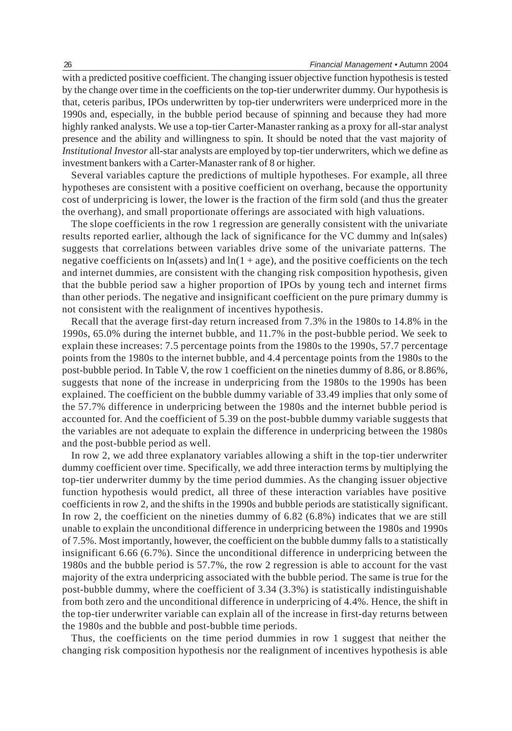with a predicted positive coefficient. The changing issuer objective function hypothesis is tested by the change over time in the coefficients on the top-tier underwriter dummy. Our hypothesis is that, ceteris paribus, IPOs underwritten by top-tier underwriters were underpriced more in the 1990s and, especially, in the bubble period because of spinning and because they had more highly ranked analysts. We use a top-tier Carter-Manaster ranking as a proxy for all-star analyst presence and the ability and willingness to spin. It should be noted that the vast majority of *Institutional Investor* all-star analysts are employed by top-tier underwriters, which we define as investment bankers with a Carter-Manaster rank of 8 or higher.

Several variables capture the predictions of multiple hypotheses. For example, all three hypotheses are consistent with a positive coefficient on overhang, because the opportunity cost of underpricing is lower, the lower is the fraction of the firm sold (and thus the greater the overhang), and small proportionate offerings are associated with high valuations.

The slope coefficients in the row 1 regression are generally consistent with the univariate results reported earlier, although the lack of significance for the VC dummy and ln(sales) suggests that correlations between variables drive some of the univariate patterns. The negative coefficients on ln(assets) and ln(1 + age), and the positive coefficients on the tech and internet dummies, are consistent with the changing risk composition hypothesis, given that the bubble period saw a higher proportion of IPOs by young tech and internet firms than other periods. The negative and insignificant coefficient on the pure primary dummy is not consistent with the realignment of incentives hypothesis.

Recall that the average first-day return increased from 7.3% in the 1980s to 14.8% in the 1990s, 65.0% during the internet bubble, and 11.7% in the post-bubble period. We seek to explain these increases: 7.5 percentage points from the 1980s to the 1990s, 57.7 percentage points from the 1980s to the internet bubble, and 4.4 percentage points from the 1980s to the post-bubble period. In Table V, the row 1 coefficient on the nineties dummy of 8.86, or 8.86%, suggests that none of the increase in underpricing from the 1980s to the 1990s has been explained. The coefficient on the bubble dummy variable of 33.49 implies that only some of the 57.7% difference in underpricing between the 1980s and the internet bubble period is accounted for. And the coefficient of 5.39 on the post-bubble dummy variable suggests that the variables are not adequate to explain the difference in underpricing between the 1980s and the post-bubble period as well.

In row 2, we add three explanatory variables allowing a shift in the top-tier underwriter dummy coefficient over time. Specifically, we add three interaction terms by multiplying the top-tier underwriter dummy by the time period dummies. As the changing issuer objective function hypothesis would predict, all three of these interaction variables have positive coefficients in row 2, and the shifts in the 1990s and bubble periods are statistically significant. In row 2, the coefficient on the nineties dummy of 6.82 (6.8%) indicates that we are still unable to explain the unconditional difference in underpricing between the 1980s and 1990s of 7.5%. Most importantly, however, the coefficient on the bubble dummy falls to a statistically insignificant 6.66 (6.7%). Since the unconditional difference in underpricing between the 1980s and the bubble period is 57.7%, the row 2 regression is able to account for the vast majority of the extra underpricing associated with the bubble period. The same is true for the post-bubble dummy, where the coefficient of 3.34 (3.3%) is statistically indistinguishable from both zero and the unconditional difference in underpricing of 4.4%. Hence, the shift in the top-tier underwriter variable can explain all of the increase in first-day returns between the 1980s and the bubble and post-bubble time periods.

Thus, the coefficients on the time period dummies in row 1 suggest that neither the changing risk composition hypothesis nor the realignment of incentives hypothesis is able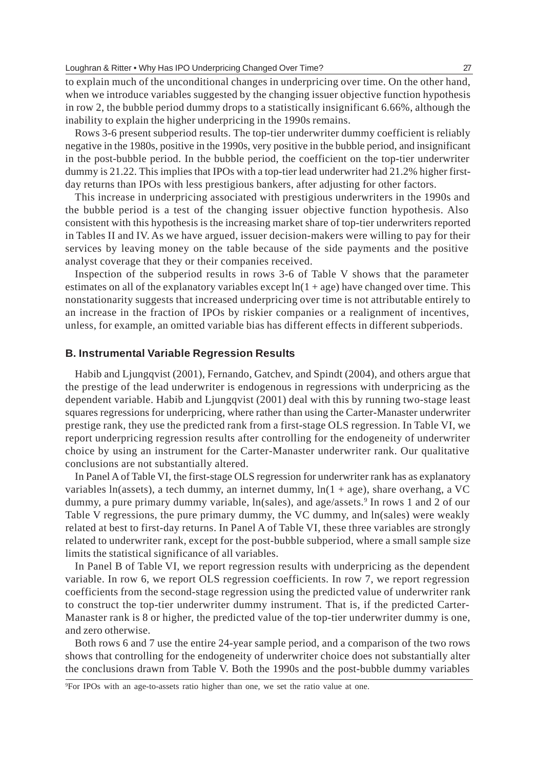to explain much of the unconditional changes in underpricing over time. On the other hand, when we introduce variables suggested by the changing issuer objective function hypothesis in row 2, the bubble period dummy drops to a statistically insignificant 6.66%, although the inability to explain the higher underpricing in the 1990s remains.

Rows 3-6 present subperiod results. The top-tier underwriter dummy coefficient is reliably negative in the 1980s, positive in the 1990s, very positive in the bubble period, and insignificant in the post-bubble period. In the bubble period, the coefficient on the top-tier underwriter dummy is 21.22. This implies that IPOs with a top-tier lead underwriter had 21.2% higher first-day returns than IPOs with less prestigious bankers, after adjusting for other factors.

This increase in underpricing associated with prestigious underwriters in the 1990s and the bubble period is a test of the changing issuer objective function hypothesis. Also consistent with this hypothesis is the increasing market share of top-tier underwriters reported in Tables II and IV. As we have argued, issuer decision-makers were willing to pay for their services by leaving money on the table because of the side payments and the positive analyst coverage that they or their companies received.

Inspection of the subperiod results in rows 3-6 of Table V shows that the parameter estimates on all of the explanatory variables except ln(1 + age) have changed over time. This nonstationarity suggests that increased underpricing over time is not attributable entirely to an increase in the fraction of IPOs by riskier companies or a realignment of incentives, unless, for example, an omitted variable bias has different effects in different subperiods.

### B. Instrumental Variable Regression Results

Habib and Ljungqvist (2001), Fernando, Gatchev, and Spindt (2004), and others argue that the prestige of the lead underwriter is endogenous in regressions with underpricing as the dependent variable. Habib and Ljungqvist (2001) deal with this by running two-stage least squares regressions for underpricing, where rather than using the Carter-Manaster underwriter prestige rank, they use the predicted rank from a first-stage OLS regression. In Table VI, we report underpricing regression results after controlling for the endogeneity of underwriter choice by using an instrument for the Carter-Manaster underwriter rank. Our qualitative conclusions are not substantially altered.

In Panel A of Table VI, the first-stage OLS regression for underwriter rank has as explanatory variables ln(assets), a tech dummy, an internet dummy, ln(1 + age), share overhang, a VC dummy, a pure primary dummy variable, ln(sales), and age/assets.[9] In rows 1 and 2 of our Table V regressions, the pure primary dummy, the VC dummy, and ln(sales) were weakly related at best to first-day returns. In Panel A of Table VI, these three variables are strongly related to underwriter rank, except for the post-bubble subperiod, where a small sample size limits the statistical significance of all variables.

In Panel B of Table VI, we report regression results with underpricing as the dependent variable. In row 6, we report OLS regression coefficients. In row 7, we report regression coefficients from the second-stage regression using the predicted value of underwriter rank to construct the top-tier underwriter dummy instrument. That is, if the predicted Carter-Manaster rank is 8 or higher, the predicted value of the top-tier underwriter dummy is one, and zero otherwise.

Both rows 6 and 7 use the entire 24-year sample period, and a comparison of the two rows shows that controlling for the endogeneity of underwriter choice does not substantially alter the conclusions drawn from Table V. Both the 1990s and the post-bubble dummy variables

[9]For IPOs with an age-to-assets ratio higher than one, we set the ratio value at one.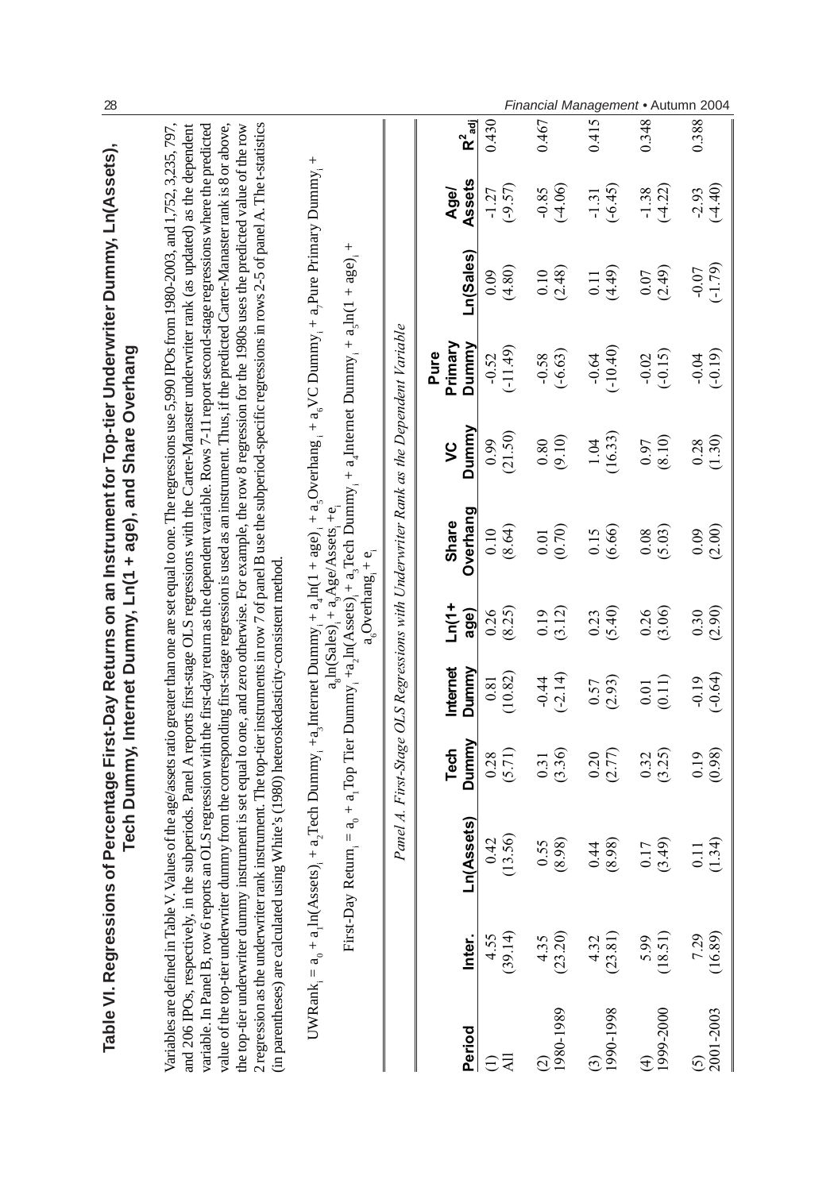## Table VI. Regressions of Percentage First-Day Returns on an Instrument for Top-tier Underwriter Dummy, Ln(Assets), Tech Dummy, Internet Dummy, Ln(1 + age), and Share Overhang

Variables are defined in Table V. Values of the age/assets ratio greater than one are set equal to one. The regressions use 5,990 IPOs from 1980-2003, and 1,752, 3,235, 797, and 206 IPOs, respectively, in the subperiods. Panel A reports first-stage OLS regressions with the Carter-Manaster underwriter rank (as updated) as the dependent variable. In Panel B, row 6 reports an OLS regression with the first-day return as the dependent variable. Rows 7-11 report second-stage regressions where the predicted value of the top-tier underwriter dummy from the corresponding first-stage regression is used as an instrument. Thus, if the predicted Carter-Manaster rank is 8 or above, the top-tier underwriter dummy instrument is set equal to one, and zero otherwise. For example, the row 8 regression for the 1980s uses the predicted value of the row 2 regression as the underwriter rank instrument. The top-tier instruments in row 7 of panel B use the subperiod-specific regressions in rows 2-5 of panel A. The t-statistics (in parentheses) are calculated using White's (1980) heteroskedasticity-consistent method.

$$UWRank_i = a_0 + a_1\ln(Assets)_i + a_2 Tech\ Dummy_i + a_3 Internet\ Dummy_i + a_4\ln(1 + age)_i + a_5 Overhang_i + a_6 VC\ Dummy_i + a_7 Pure\ Primary\ Dummy_i + a_8\ln(Sales)_i + a_9 Age/Assets_i + e_i$$

$$First\text{-}Day\ Return_i = a_0 + a_1 Top\ Tier\ Dummy_i + a_2\ln(Assets)_i + a_3 Tech\ Dummy_i + a_4 Internet\ Dummy_i + a_5\ln(1 + age)_i + a_6 Overhang_i + e_i$$

*Panel A. First-Stage OLS Regressions with Underwriter Rank as the Dependent Variable*

| Period | Inter. | Ln(Assets) | Tech Dummy | Internet Dummy | Ln(1+ age) | Share Overhang | VC Dummy | Pure Primary Dummy | Ln(Sales) | Age/ Assets | $R^2_{adj}$ |
|---|---|---|---|---|---|---|---|---|---|---|---|
| (1) All | 4.55 (39.14) | 0.42 (13.56) | 0.28 (5.71) | 0.81 (10.82) | 0.26 (8.25) | 0.10 (8.64) | 0.99 (21.50) | -0.52 (-11.49) | 0.09 (4.80) | -1.27 (-9.57) | 0.430 |
| (2) 1980-1989 | 4.35 (23.20) | 0.55 (8.98) | 0.31 (3.36) | -0.44 (-2.14) | 0.19 (3.12) | 0.01 (0.70) | 0.80 (9.10) | -0.58 (-6.63) | 0.10 (2.48) | -0.85 (-4.06) | 0.467 |
| (3) 1990-1998 | 4.32 (23.81) | 0.44 (8.98) | 0.20 (2.77) | 0.57 (2.93) | 0.23 (5.40) | 0.15 (6.66) | 1.04 (16.33) | -0.64 (-10.40) | 0.11 (4.49) | -1.31 (-6.45) | 0.415 |
| (4) 1999-2000 | 5.99 (18.51) | 0.17 (3.49) | 0.32 (3.25) | 0.01 (0.11) | 0.26 (3.06) | 0.08 (5.03) | 0.97 (8.10) | -0.02 (-0.15) | 0.07 (2.49) | -1.38 (-4.22) | 0.348 |
| (5) 2001-2003 | 7.29 (16.89) | 0.11 (1.34) | 0.19 (0.98) | -0.19 (-0.64) | 0.30 (2.90) | 0.09 (2.00) | 0.28 (1.30) | -0.04 (-0.19) | -0.07 (-1.79) | -2.93 (-4.40) | 0.388 |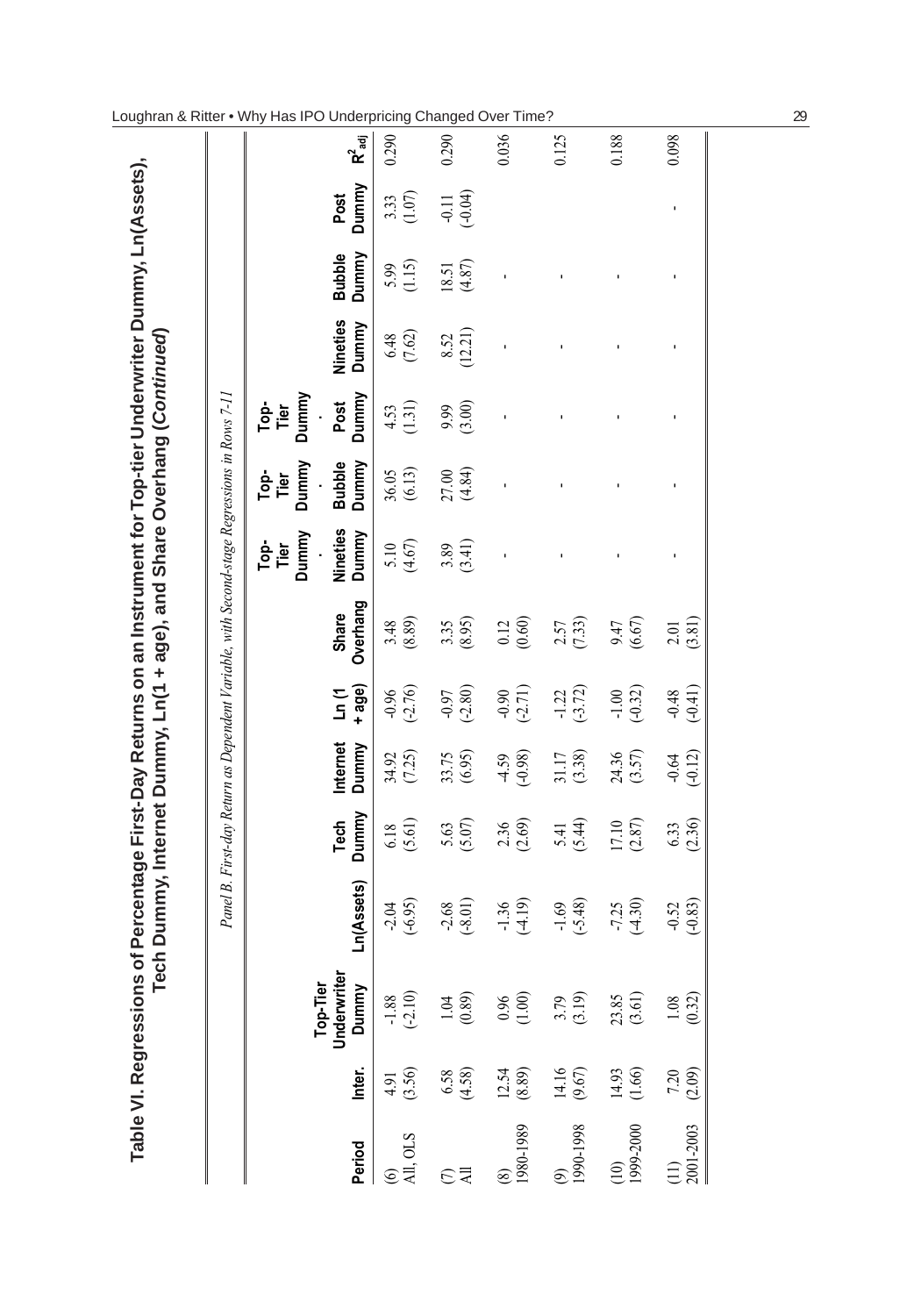## Table VI. Regressions of Percentage First-Day Returns on an Instrument for Top-tier Underwriter Dummy, Ln(Assets), Tech Dummy, Internet Dummy, Ln(1 + age), and Share Overhang (*Continued*)

*Panel B. First-day Return as Dependent Variable, with Second-stage Regressions in Rows 7-11*

| Period | Inter. | Top-Tier Underwriter Dummy | Ln(Assets) | Tech Dummy | Internet Dummy | Ln (1 + age) | Share Overhang | Top-Tier Dummy · Nineties Dummy | Top-Tier Dummy · Bubble Dummy | Top-Tier Dummy · Post Dummy | Nineties Dummy | Bubble Dummy | Post Dummy | $R^2_{adj}$ |
|---|---|---|---|---|---|---|---|---|---|---|---|---|---|---|
| (6) All, OLS | 4.91 (3.56) | -1.88 (-2.10) | -2.04 (-6.95) | 6.18 (5.61) | 34.92 (7.25) | -0.96 (-2.76) | 3.48 (8.89) | 5.10 (4.67) | 36.05 (6.13) | 4.53 (1.31) | 6.48 (7.62) | 5.99 (1.15) | 3.33 (1.07) | 0.290 |
| (7) All | 6.58 (4.58) | 1.04 (0.89) | -2.68 (-8.01) | 5.63 (5.07) | 33.75 (6.95) | -0.97 (-2.80) | 3.35 (8.95) | 3.89 (3.41) | 27.00 (4.84) | 9.99 (3.00) | 8.52 (12.21) | 18.51 (4.87) | -0.11 (-0.04) | 0.290 |
| (8) 1980-1989 | 12.54 (8.89) | 0.96 (1.00) | -1.36 (-4.19) | 2.36 (2.69) | -4.59 (-0.98) | -0.90 (-2.71) | 0.12 (0.60) | - | - | - | - | - | | 0.036 |
| (9) 1990-1998 | 14.16 (9.67) | 3.79 (3.19) | -1.69 (-5.48) | 5.41 (5.44) | 31.17 (3.38) | -1.22 (-3.72) | 2.57 (7.33) | - | - | - | - | - | | 0.125 |
| (10) 1999-2000 | 14.93 (1.66) | 23.85 (3.61) | -7.25 (-4.30) | 17.10 (2.87) | 24.36 (3.57) | -1.00 (-0.32) | 9.47 (6.67) | - | - | - | - | - | | 0.188 |
| (11) 2001-2003 | 7.20 (2.09) | 1.08 (0.32) | -0.52 (-0.83) | 6.33 (2.36) | -0.64 (-0.12) | -0.48 (-0.41) | 2.01 (3.81) | - | - | - | - | - | - | 0.098 |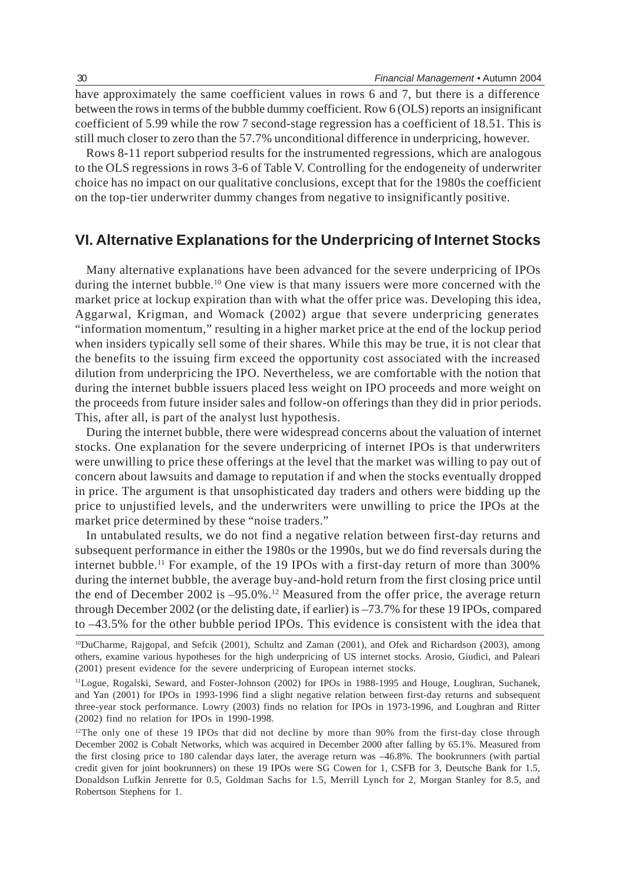have approximately the same coefficient values in rows 6 and 7, but there is a difference between the rows in terms of the bubble dummy coefficient. Row 6 (OLS) reports an insignificant coefficient of 5.99 while the row 7 second-stage regression has a coefficient of 18.51. This is still much closer to zero than the 57.7% unconditional difference in underpricing, however.

Rows 8-11 report subperiod results for the instrumented regressions, which are analogous to the OLS regressions in rows 3-6 of Table V. Controlling for the endogeneity of underwriter choice has no impact on our qualitative conclusions, except that for the 1980s the coefficient on the top-tier underwriter dummy changes from negative to insignificantly positive.

## VI. Alternative Explanations for the Underpricing of Internet Stocks

Many alternative explanations have been advanced for the severe underpricing of IPOs during the internet bubble.[10] One view is that many issuers were more concerned with the market price at lockup expiration than with what the offer price was. Developing this idea, Aggarwal, Krigman, and Womack (2002) argue that severe underpricing generates "information momentum," resulting in a higher market price at the end of the lockup period when insiders typically sell some of their shares. While this may be true, it is not clear that the benefits to the issuing firm exceed the opportunity cost associated with the increased dilution from underpricing the IPO. Nevertheless, we are comfortable with the notion that during the internet bubble issuers placed less weight on IPO proceeds and more weight on the proceeds from future insider sales and follow-on offerings than they did in prior periods. This, after all, is part of the analyst lust hypothesis.

During the internet bubble, there were widespread concerns about the valuation of internet stocks. One explanation for the severe underpricing of internet IPOs is that underwriters were unwilling to price these offerings at the level that the market was willing to pay out of concern about lawsuits and damage to reputation if and when the stocks eventually dropped in price. The argument is that unsophisticated day traders and others were bidding up the price to unjustified levels, and the underwriters were unwilling to price the IPOs at the market price determined by these "noise traders."

In untabulated results, we do not find a negative relation between first-day returns and subsequent performance in either the 1980s or the 1990s, but we do find reversals during the internet bubble.[11] For example, of the 19 IPOs with a first-day return of more than 300% during the internet bubble, the average buy-and-hold return from the first closing price until the end of December 2002 is –95.0%.[12] Measured from the offer price, the average return through December 2002 (or the delisting date, if earlier) is –73.7% for these 19 IPOs, compared to –43.5% for the other bubble period IPOs. This evidence is consistent with the idea that

[10]DuCharme, Rajgopal, and Sefcik (2001), Schultz and Zaman (2001), and Ofek and Richardson (2003), among others, examine various hypotheses for the high underpricing of US internet stocks. Arosio, Giudici, and Paleari (2001) present evidence for the severe underpricing of European internet stocks.

[11]Logue, Rogalski, Seward, and Foster-Johnson (2002) for IPOs in 1988-1995 and Houge, Loughran, Suchanek, and Yan (2001) for IPOs in 1993-1996 find a slight negative relation between first-day returns and subsequent three-year stock performance. Lowry (2003) finds no relation for IPOs in 1973-1996, and Loughran and Ritter (2002) find no relation for IPOs in 1990-1998.

[12]The only one of these 19 IPOs that did not decline by more than 90% from the first-day close through December 2002 is Cobalt Networks, which was acquired in December 2000 after falling by 65.1%. Measured from the first closing price to 180 calendar days later, the average return was –46.8%. The bookrunners (with partial credit given for joint bookrunners) on these 19 IPOs were SG Cowen for 1, CSFB for 3, Deutsche Bank for 1.5, Donaldson Lufkin Jenrette for 0.5, Goldman Sachs for 1.5, Merrill Lynch for 2, Morgan Stanley for 8.5, and Robertson Stephens for 1.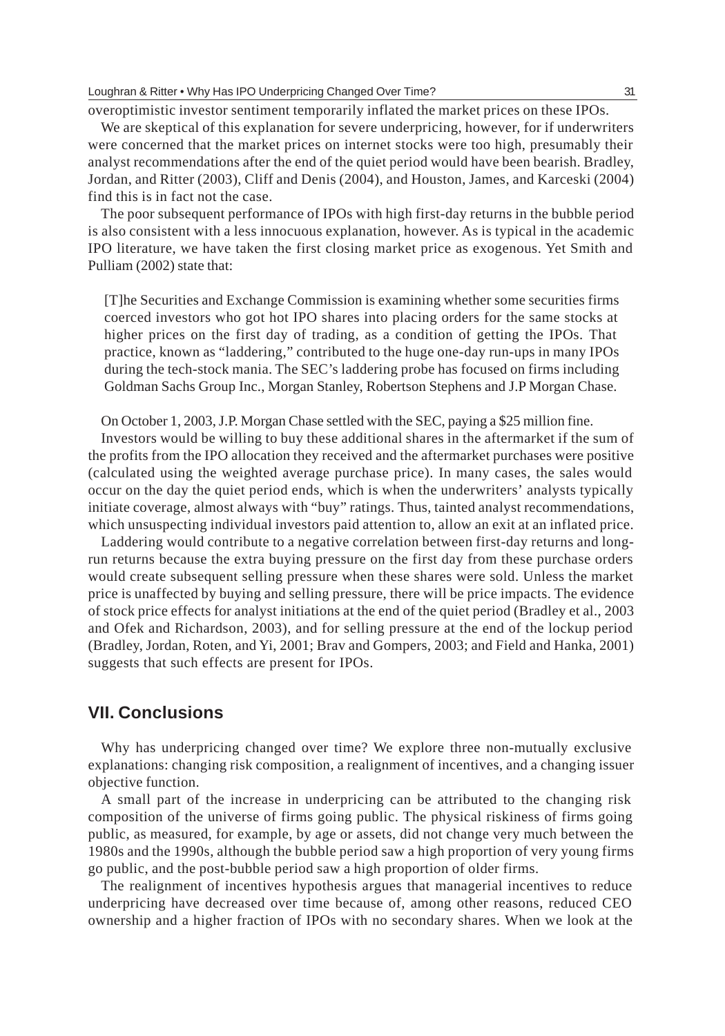overoptimistic investor sentiment temporarily inflated the market prices on these IPOs.

We are skeptical of this explanation for severe underpricing, however, for if underwriters were concerned that the market prices on internet stocks were too high, presumably their analyst recommendations after the end of the quiet period would have been bearish. Bradley, Jordan, and Ritter (2003), Cliff and Denis (2004), and Houston, James, and Karceski (2004) find this is in fact not the case.

The poor subsequent performance of IPOs with high first-day returns in the bubble period is also consistent with a less innocuous explanation, however. As is typical in the academic IPO literature, we have taken the first closing market price as exogenous. Yet Smith and Pulliam (2002) state that:

> [T]he Securities and Exchange Commission is examining whether some securities firms coerced investors who got hot IPO shares into placing orders for the same stocks at higher prices on the first day of trading, as a condition of getting the IPOs. That practice, known as "laddering," contributed to the huge one-day run-ups in many IPOs during the tech-stock mania. The SEC's laddering probe has focused on firms including Goldman Sachs Group Inc., Morgan Stanley, Robertson Stephens and J.P Morgan Chase.

On October 1, 2003, J.P. Morgan Chase settled with the SEC, paying a $25 million fine.

Investors would be willing to buy these additional shares in the aftermarket if the sum of the profits from the IPO allocation they received and the aftermarket purchases were positive (calculated using the weighted average purchase price). In many cases, the sales would occur on the day the quiet period ends, which is when the underwriters' analysts typically initiate coverage, almost always with "buy" ratings. Thus, tainted analyst recommendations, which unsuspecting individual investors paid attention to, allow an exit at an inflated price.

Laddering would contribute to a negative correlation between first-day returns and long-run returns because the extra buying pressure on the first day from these purchase orders would create subsequent selling pressure when these shares were sold. Unless the market price is unaffected by buying and selling pressure, there will be price impacts. The evidence of stock price effects for analyst initiations at the end of the quiet period (Bradley et al., 2003 and Ofek and Richardson, 2003), and for selling pressure at the end of the lockup period (Bradley, Jordan, Roten, and Yi, 2001; Brav and Gompers, 2003; and Field and Hanka, 2001) suggests that such effects are present for IPOs.

## VII. Conclusions

Why has underpricing changed over time? We explore three non-mutually exclusive explanations: changing risk composition, a realignment of incentives, and a changing issuer objective function.

A small part of the increase in underpricing can be attributed to the changing risk composition of the universe of firms going public. The physical riskiness of firms going public, as measured, for example, by age or assets, did not change very much between the 1980s and the 1990s, although the bubble period saw a high proportion of very young firms go public, and the post-bubble period saw a high proportion of older firms.

The realignment of incentives hypothesis argues that managerial incentives to reduce underpricing have decreased over time because of, among other reasons, reduced CEO ownership and a higher fraction of IPOs with no secondary shares. When we look at the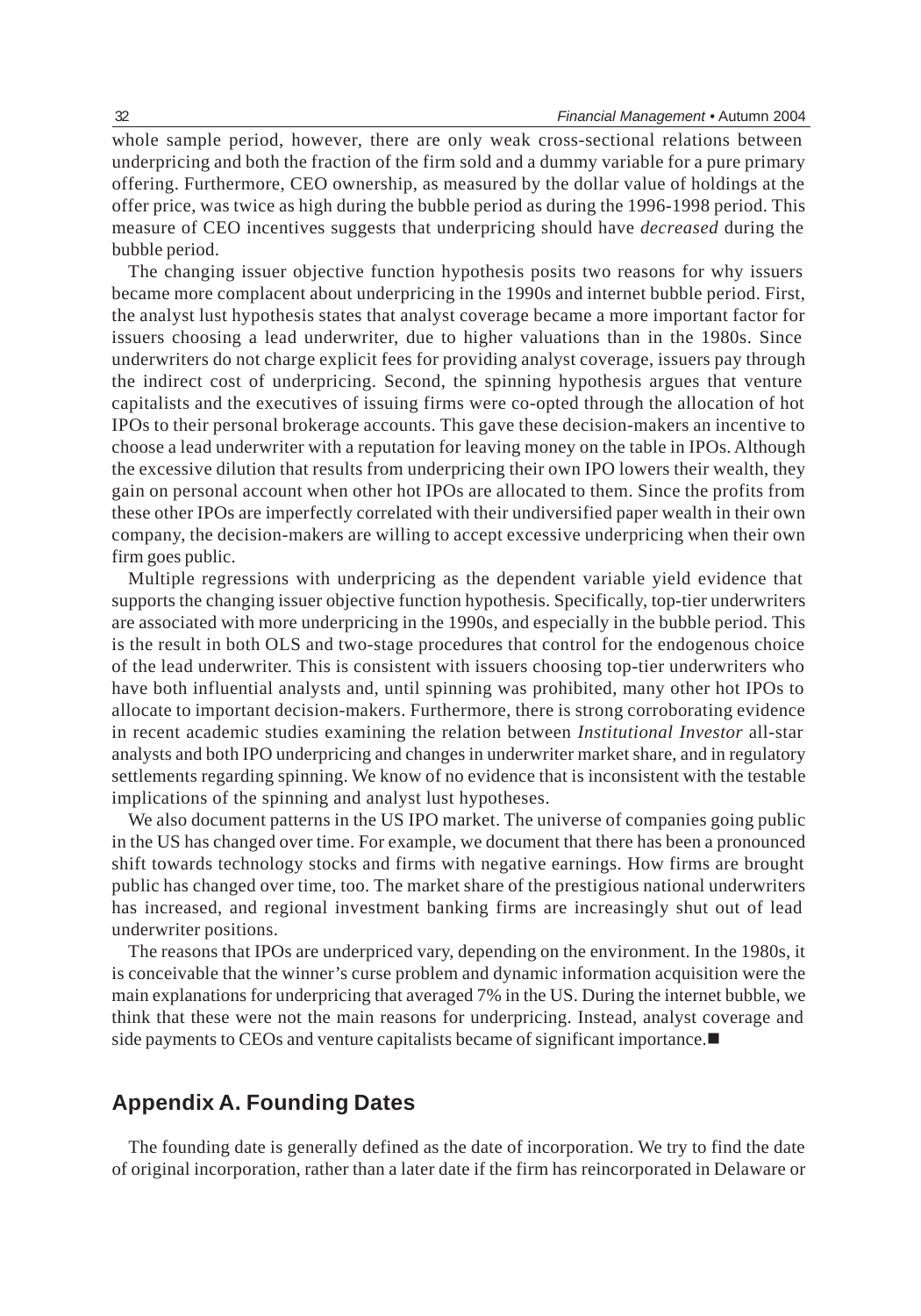whole sample period, however, there are only weak cross-sectional relations between underpricing and both the fraction of the firm sold and a dummy variable for a pure primary offering. Furthermore, CEO ownership, as measured by the dollar value of holdings at the offer price, was twice as high during the bubble period as during the 1996-1998 period. This measure of CEO incentives suggests that underpricing should have *decreased* during the bubble period.

The changing issuer objective function hypothesis posits two reasons for why issuers became more complacent about underpricing in the 1990s and internet bubble period. First, the analyst lust hypothesis states that analyst coverage became a more important factor for issuers choosing a lead underwriter, due to higher valuations than in the 1980s. Since underwriters do not charge explicit fees for providing analyst coverage, issuers pay through the indirect cost of underpricing. Second, the spinning hypothesis argues that venture capitalists and the executives of issuing firms were co-opted through the allocation of hot IPOs to their personal brokerage accounts. This gave these decision-makers an incentive to choose a lead underwriter with a reputation for leaving money on the table in IPOs. Although the excessive dilution that results from underpricing their own IPO lowers their wealth, they gain on personal account when other hot IPOs are allocated to them. Since the profits from these other IPOs are imperfectly correlated with their undiversified paper wealth in their own company, the decision-makers are willing to accept excessive underpricing when their own firm goes public.

Multiple regressions with underpricing as the dependent variable yield evidence that supports the changing issuer objective function hypothesis. Specifically, top-tier underwriters are associated with more underpricing in the 1990s, and especially in the bubble period. This is the result in both OLS and two-stage procedures that control for the endogenous choice of the lead underwriter. This is consistent with issuers choosing top-tier underwriters who have both influential analysts and, until spinning was prohibited, many other hot IPOs to allocate to important decision-makers. Furthermore, there is strong corroborating evidence in recent academic studies examining the relation between *Institutional Investor* all-star analysts and both IPO underpricing and changes in underwriter market share, and in regulatory settlements regarding spinning. We know of no evidence that is inconsistent with the testable implications of the spinning and analyst lust hypotheses.

We also document patterns in the US IPO market. The universe of companies going public in the US has changed over time. For example, we document that there has been a pronounced shift towards technology stocks and firms with negative earnings. How firms are brought public has changed over time, too. The market share of the prestigious national underwriters has increased, and regional investment banking firms are increasingly shut out of lead underwriter positions.

The reasons that IPOs are underpriced vary, depending on the environment. In the 1980s, it is conceivable that the winner's curse problem and dynamic information acquisition were the main explanations for underpricing that averaged 7% in the US. During the internet bubble, we think that these were not the main reasons for underpricing. Instead, analyst coverage and side payments to CEOs and venture capitalists became of significant importance.■

## Appendix A. Founding Dates

The founding date is generally defined as the date of incorporation. We try to find the date of original incorporation, rather than a later date if the firm has reincorporated in Delaware or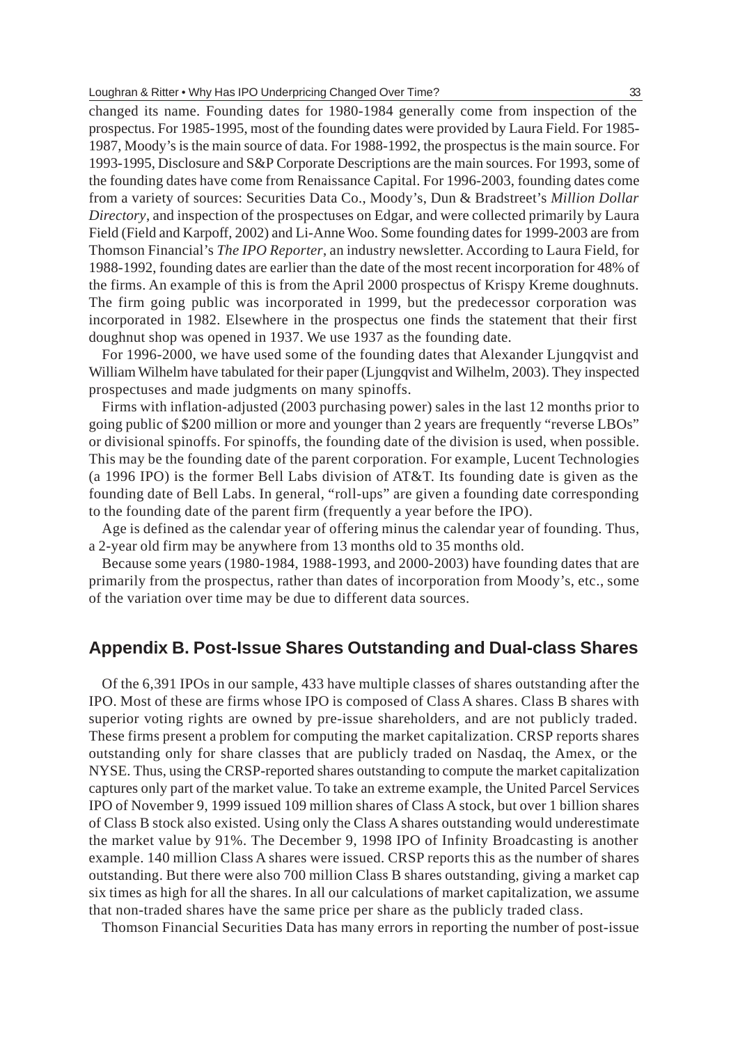changed its name. Founding dates for 1980-1984 generally come from inspection of the prospectus. For 1985-1995, most of the founding dates were provided by Laura Field. For 1985-1987, Moody's is the main source of data. For 1988-1992, the prospectus is the main source. For 1993-1995, Disclosure and S&P Corporate Descriptions are the main sources. For 1993, some of the founding dates have come from Renaissance Capital. For 1996-2003, founding dates come from a variety of sources: Securities Data Co., Moody's, Dun & Bradstreet's *Million Dollar Directory*, and inspection of the prospectuses on Edgar, and were collected primarily by Laura Field (Field and Karpoff, 2002) and Li-Anne Woo. Some founding dates for 1999-2003 are from Thomson Financial's *The IPO Reporter*, an industry newsletter. According to Laura Field, for 1988-1992, founding dates are earlier than the date of the most recent incorporation for 48% of the firms. An example of this is from the April 2000 prospectus of Krispy Kreme doughnuts. The firm going public was incorporated in 1999, but the predecessor corporation was incorporated in 1982. Elsewhere in the prospectus one finds the statement that their first doughnut shop was opened in 1937. We use 1937 as the founding date.

For 1996-2000, we have used some of the founding dates that Alexander Ljungqvist and William Wilhelm have tabulated for their paper (Ljungqvist and Wilhelm, 2003). They inspected prospectuses and made judgments on many spinoffs.

Firms with inflation-adjusted (2003 purchasing power) sales in the last 12 months prior to going public of \$200 million or more and younger than 2 years are frequently "reverse LBOs" or divisional spinoffs. For spinoffs, the founding date of the division is used, when possible. This may be the founding date of the parent corporation. For example, Lucent Technologies (a 1996 IPO) is the former Bell Labs division of AT&T. Its founding date is given as the founding date of Bell Labs. In general, "roll-ups" are given a founding date corresponding to the founding date of the parent firm (frequently a year before the IPO).

Age is defined as the calendar year of offering minus the calendar year of founding. Thus, a 2-year old firm may be anywhere from 13 months old to 35 months old.

Because some years (1980-1984, 1988-1993, and 2000-2003) have founding dates that are primarily from the prospectus, rather than dates of incorporation from Moody's, etc., some of the variation over time may be due to different data sources.

## Appendix B. Post-Issue Shares Outstanding and Dual-class Shares

Of the 6,391 IPOs in our sample, 433 have multiple classes of shares outstanding after the IPO. Most of these are firms whose IPO is composed of Class A shares. Class B shares with superior voting rights are owned by pre-issue shareholders, and are not publicly traded. These firms present a problem for computing the market capitalization. CRSP reports shares outstanding only for share classes that are publicly traded on Nasdaq, the Amex, or the NYSE. Thus, using the CRSP-reported shares outstanding to compute the market capitalization captures only part of the market value. To take an extreme example, the United Parcel Services IPO of November 9, 1999 issued 109 million shares of Class A stock, but over 1 billion shares of Class B stock also existed. Using only the Class A shares outstanding would underestimate the market value by 91%. The December 9, 1998 IPO of Infinity Broadcasting is another example. 140 million Class A shares were issued. CRSP reports this as the number of shares outstanding. But there were also 700 million Class B shares outstanding, giving a market cap six times as high for all the shares. In all our calculations of market capitalization, we assume that non-traded shares have the same price per share as the publicly traded class.

Thomson Financial Securities Data has many errors in reporting the number of post-issue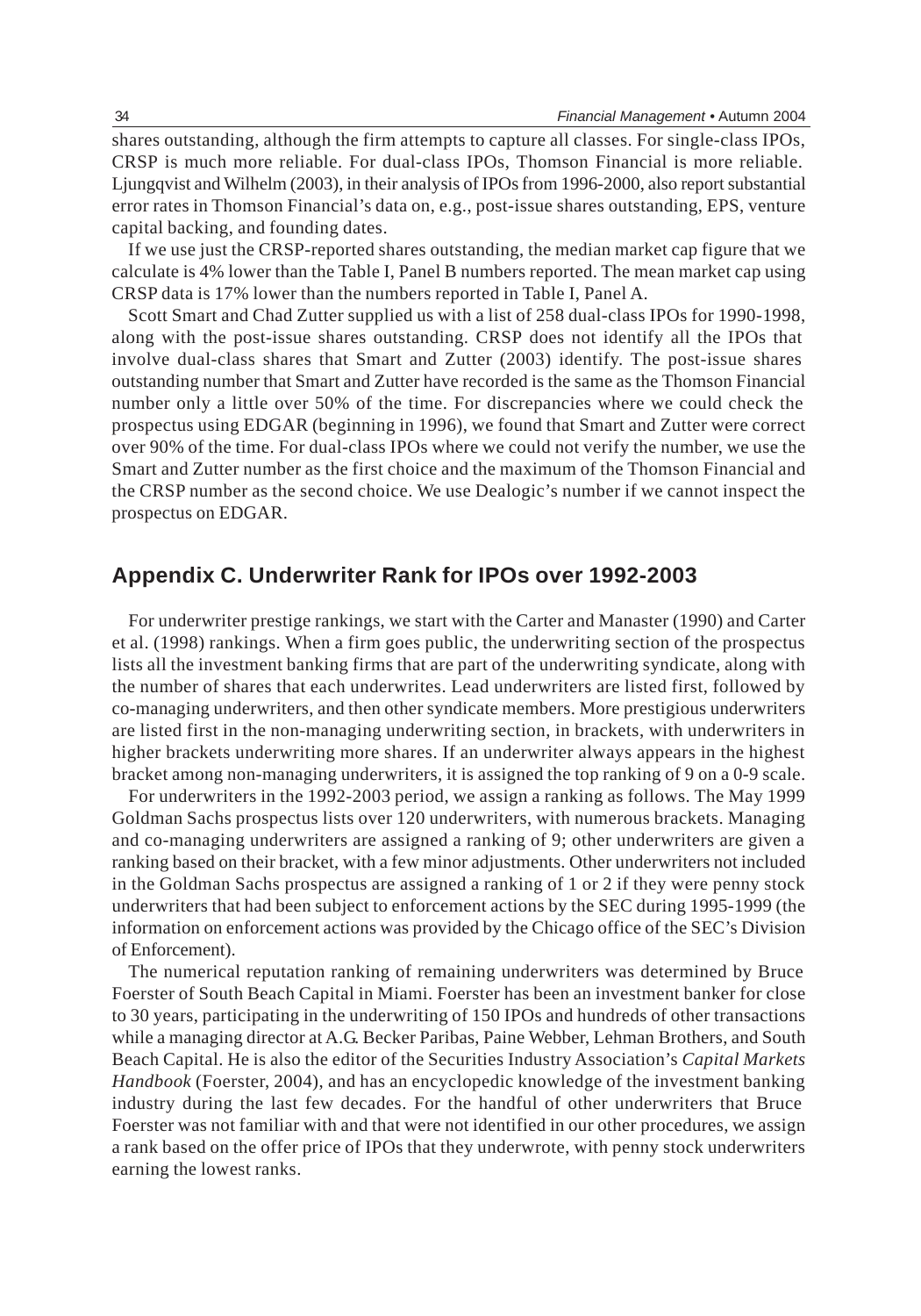shares outstanding, although the firm attempts to capture all classes. For single-class IPOs, CRSP is much more reliable. For dual-class IPOs, Thomson Financial is more reliable. Ljungqvist and Wilhelm (2003), in their analysis of IPOs from 1996-2000, also report substantial error rates in Thomson Financial's data on, e.g., post-issue shares outstanding, EPS, venture capital backing, and founding dates.

If we use just the CRSP-reported shares outstanding, the median market cap figure that we calculate is 4% lower than the Table I, Panel B numbers reported. The mean market cap using CRSP data is 17% lower than the numbers reported in Table I, Panel A.

Scott Smart and Chad Zutter supplied us with a list of 258 dual-class IPOs for 1990-1998, along with the post-issue shares outstanding. CRSP does not identify all the IPOs that involve dual-class shares that Smart and Zutter (2003) identify. The post-issue shares outstanding number that Smart and Zutter have recorded is the same as the Thomson Financial number only a little over 50% of the time. For discrepancies where we could check the prospectus using EDGAR (beginning in 1996), we found that Smart and Zutter were correct over 90% of the time. For dual-class IPOs where we could not verify the number, we use the Smart and Zutter number as the first choice and the maximum of the Thomson Financial and the CRSP number as the second choice. We use Dealogic's number if we cannot inspect the prospectus on EDGAR.

## Appendix C. Underwriter Rank for IPOs over 1992-2003

For underwriter prestige rankings, we start with the Carter and Manaster (1990) and Carter et al. (1998) rankings. When a firm goes public, the underwriting section of the prospectus lists all the investment banking firms that are part of the underwriting syndicate, along with the number of shares that each underwrites. Lead underwriters are listed first, followed by co-managing underwriters, and then other syndicate members. More prestigious underwriters are listed first in the non-managing underwriting section, in brackets, with underwriters in higher brackets underwriting more shares. If an underwriter always appears in the highest bracket among non-managing underwriters, it is assigned the top ranking of 9 on a 0-9 scale.

For underwriters in the 1992-2003 period, we assign a ranking as follows. The May 1999 Goldman Sachs prospectus lists over 120 underwriters, with numerous brackets. Managing and co-managing underwriters are assigned a ranking of 9; other underwriters are given a ranking based on their bracket, with a few minor adjustments. Other underwriters not included in the Goldman Sachs prospectus are assigned a ranking of 1 or 2 if they were penny stock underwriters that had been subject to enforcement actions by the SEC during 1995-1999 (the information on enforcement actions was provided by the Chicago office of the SEC's Division of Enforcement).

The numerical reputation ranking of remaining underwriters was determined by Bruce Foerster of South Beach Capital in Miami. Foerster has been an investment banker for close to 30 years, participating in the underwriting of 150 IPOs and hundreds of other transactions while a managing director at A.G. Becker Paribas, Paine Webber, Lehman Brothers, and South Beach Capital. He is also the editor of the Securities Industry Association's *Capital Markets Handbook* (Foerster, 2004), and has an encyclopedic knowledge of the investment banking industry during the last few decades. For the handful of other underwriters that Bruce Foerster was not familiar with and that were not identified in our other procedures, we assign a rank based on the offer price of IPOs that they underwrote, with penny stock underwriters earning the lowest ranks.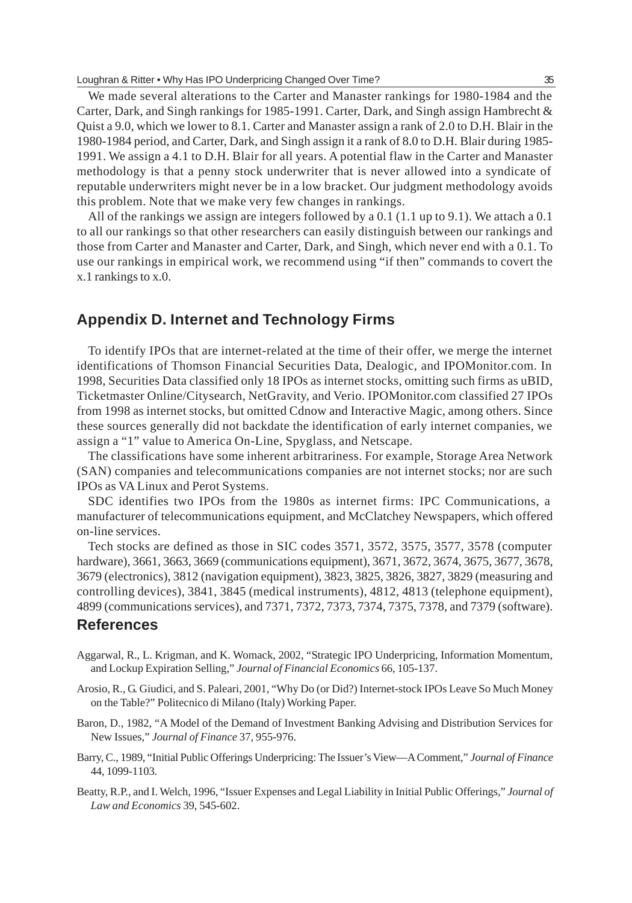We made several alterations to the Carter and Manaster rankings for 1980-1984 and the Carter, Dark, and Singh rankings for 1985-1991. Carter, Dark, and Singh assign Hambrecht & Quist a 9.0, which we lower to 8.1. Carter and Manaster assign a rank of 2.0 to D.H. Blair in the 1980-1984 period, and Carter, Dark, and Singh assign it a rank of 8.0 to D.H. Blair during 1985-1991. We assign a 4.1 to D.H. Blair for all years. A potential flaw in the Carter and Manaster methodology is that a penny stock underwriter that is never allowed into a syndicate of reputable underwriters might never be in a low bracket. Our judgment methodology avoids this problem. Note that we make very few changes in rankings.

All of the rankings we assign are integers followed by a 0.1 (1.1 up to 9.1). We attach a 0.1 to all our rankings so that other researchers can easily distinguish between our rankings and those from Carter and Manaster and Carter, Dark, and Singh, which never end with a 0.1. To use our rankings in empirical work, we recommend using "if then" commands to covert the x.1 rankings to x.0.

## Appendix D. Internet and Technology Firms

To identify IPOs that are internet-related at the time of their offer, we merge the internet identifications of Thomson Financial Securities Data, Dealogic, and IPOMonitor.com. In 1998, Securities Data classified only 18 IPOs as internet stocks, omitting such firms as uBID, Ticketmaster Online/Citysearch, NetGravity, and Verio. IPOMonitor.com classified 27 IPOs from 1998 as internet stocks, but omitted Cdnow and Interactive Magic, among others. Since these sources generally did not backdate the identification of early internet companies, we assign a "1" value to America On-Line, Spyglass, and Netscape.

The classifications have some inherent arbitrariness. For example, Storage Area Network (SAN) companies and telecommunications companies are not internet stocks; nor are such IPOs as VA Linux and Perot Systems.

SDC identifies two IPOs from the 1980s as internet firms: IPC Communications, a manufacturer of telecommunications equipment, and McClatchey Newspapers, which offered on-line services.

Tech stocks are defined as those in SIC codes 3571, 3572, 3575, 3577, 3578 (computer hardware), 3661, 3663, 3669 (communications equipment), 3671, 3672, 3674, 3675, 3677, 3678, 3679 (electronics), 3812 (navigation equipment), 3823, 3825, 3826, 3827, 3829 (measuring and controlling devices), 3841, 3845 (medical instruments), 4812, 4813 (telephone equipment), 4899 (communications services), and 7371, 7372, 7373, 7374, 7375, 7378, and 7379 (software).

## References

Aggarwal, R., L. Krigman, and K. Womack, 2002, "Strategic IPO Underpricing, Information Momentum, and Lockup Expiration Selling," *Journal of Financial Economics* 66, 105-137.

Arosio, R., G. Giudici, and S. Paleari, 2001, "Why Do (or Did?) Internet-stock IPOs Leave So Much Money on the Table?" Politecnico di Milano (Italy) Working Paper.

Baron, D., 1982, "A Model of the Demand of Investment Banking Advising and Distribution Services for New Issues," *Journal of Finance* 37, 955-976.

Barry, C., 1989, "Initial Public Offerings Underpricing: The Issuer's View—A Comment," *Journal of Finance* 44, 1099-1103.

Beatty, R.P., and I. Welch, 1996, "Issuer Expenses and Legal Liability in Initial Public Offerings," *Journal of Law and Economics* 39, 545-602.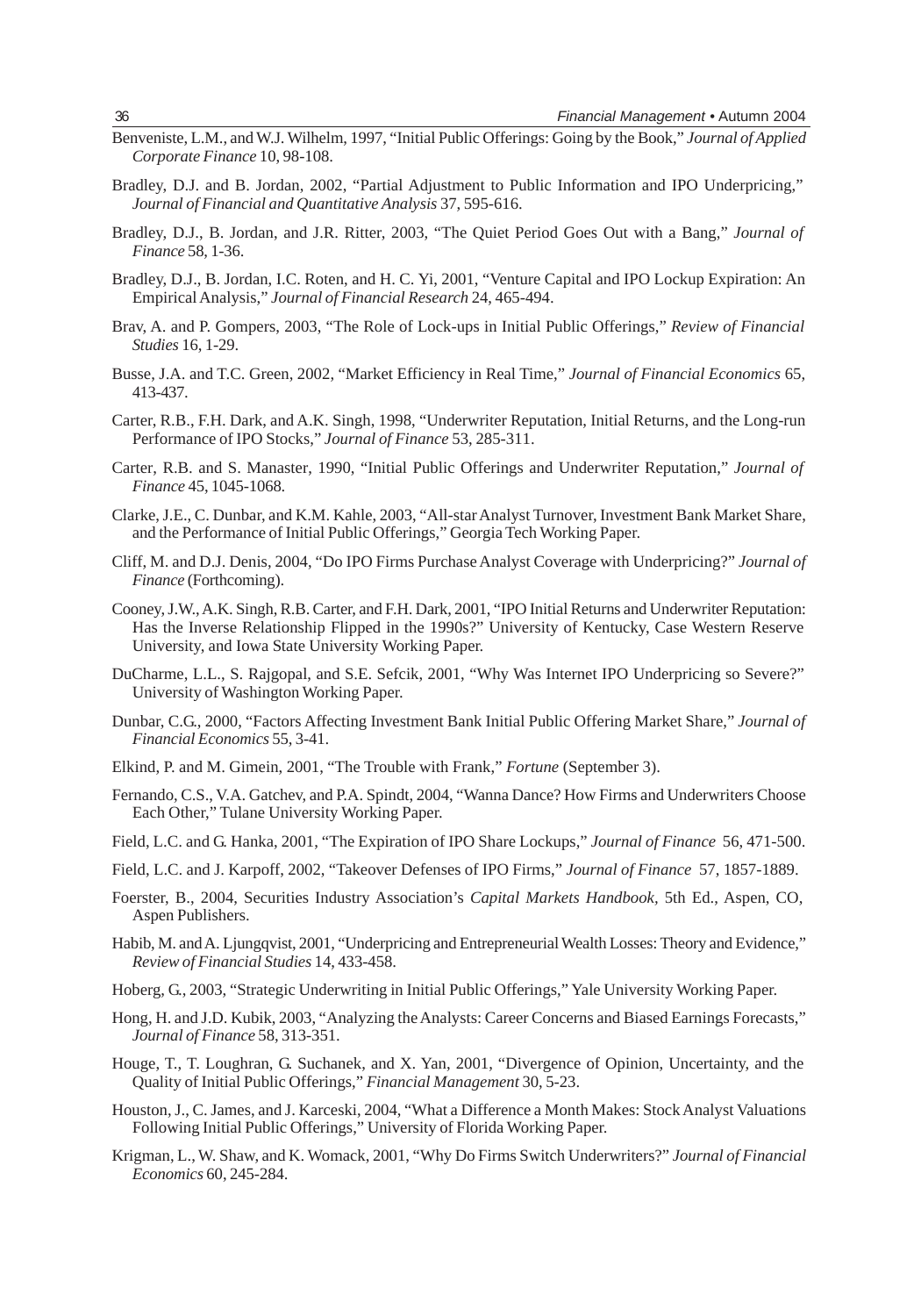Benveniste, L.M., and W.J. Wilhelm, 1997, "Initial Public Offerings: Going by the Book," *Journal of Applied Corporate Finance* 10, 98-108.

Bradley, D.J. and B. Jordan, 2002, "Partial Adjustment to Public Information and IPO Underpricing," *Journal of Financial and Quantitative Analysis* 37, 595-616.

Bradley, D.J., B. Jordan, and J.R. Ritter, 2003, "The Quiet Period Goes Out with a Bang," *Journal of Finance* 58, 1-36.

Bradley, D.J., B. Jordan, I.C. Roten, and H. C. Yi, 2001, "Venture Capital and IPO Lockup Expiration: An Empirical Analysis," *Journal of Financial Research* 24, 465-494.

Brav, A. and P. Gompers, 2003, "The Role of Lock-ups in Initial Public Offerings," *Review of Financial Studies* 16, 1-29.

Busse, J.A. and T.C. Green, 2002, "Market Efficiency in Real Time," *Journal of Financial Economics* 65, 413-437.

Carter, R.B., F.H. Dark, and A.K. Singh, 1998, "Underwriter Reputation, Initial Returns, and the Long-run Performance of IPO Stocks," *Journal of Finance* 53, 285-311.

Carter, R.B. and S. Manaster, 1990, "Initial Public Offerings and Underwriter Reputation," *Journal of Finance* 45, 1045-1068.

Clarke, J.E., C. Dunbar, and K.M. Kahle, 2003, "All-star Analyst Turnover, Investment Bank Market Share, and the Performance of Initial Public Offerings," Georgia Tech Working Paper.

Cliff, M. and D.J. Denis, 2004, "Do IPO Firms Purchase Analyst Coverage with Underpricing?" *Journal of Finance* (Forthcoming).

Cooney, J.W., A.K. Singh, R.B. Carter, and F.H. Dark, 2001, "IPO Initial Returns and Underwriter Reputation: Has the Inverse Relationship Flipped in the 1990s?" University of Kentucky, Case Western Reserve University, and Iowa State University Working Paper.

DuCharme, L.L., S. Rajgopal, and S.E. Sefcik, 2001, "Why Was Internet IPO Underpricing so Severe?" University of Washington Working Paper.

Dunbar, C.G., 2000, "Factors Affecting Investment Bank Initial Public Offering Market Share," *Journal of Financial Economics* 55, 3-41.

Elkind, P. and M. Gimein, 2001, "The Trouble with Frank," *Fortune* (September 3).

Fernando, C.S., V.A. Gatchev, and P.A. Spindt, 2004, "Wanna Dance? How Firms and Underwriters Choose Each Other," Tulane University Working Paper.

Field, L.C. and G. Hanka, 2001, "The Expiration of IPO Share Lockups," *Journal of Finance* 56, 471-500.

Field, L.C. and J. Karpoff, 2002, "Takeover Defenses of IPO Firms," *Journal of Finance* 57, 1857-1889.

Foerster, B., 2004, Securities Industry Association's *Capital Markets Handbook*, 5th Ed., Aspen, CO, Aspen Publishers.

Habib, M. and A. Ljungqvist, 2001, "Underpricing and Entrepreneurial Wealth Losses: Theory and Evidence," *Review of Financial Studies* 14, 433-458.

Hoberg, G., 2003, "Strategic Underwriting in Initial Public Offerings," Yale University Working Paper.

Hong, H. and J.D. Kubik, 2003, "Analyzing the Analysts: Career Concerns and Biased Earnings Forecasts," *Journal of Finance* 58, 313-351.

Houge, T., T. Loughran, G. Suchanek, and X. Yan, 2001, "Divergence of Opinion, Uncertainty, and the Quality of Initial Public Offerings," *Financial Management* 30, 5-23.

Houston, J., C. James, and J. Karceski, 2004, "What a Difference a Month Makes: Stock Analyst Valuations Following Initial Public Offerings," University of Florida Working Paper.

Krigman, L., W. Shaw, and K. Womack, 2001, "Why Do Firms Switch Underwriters?" *Journal of Financial Economics* 60, 245-284.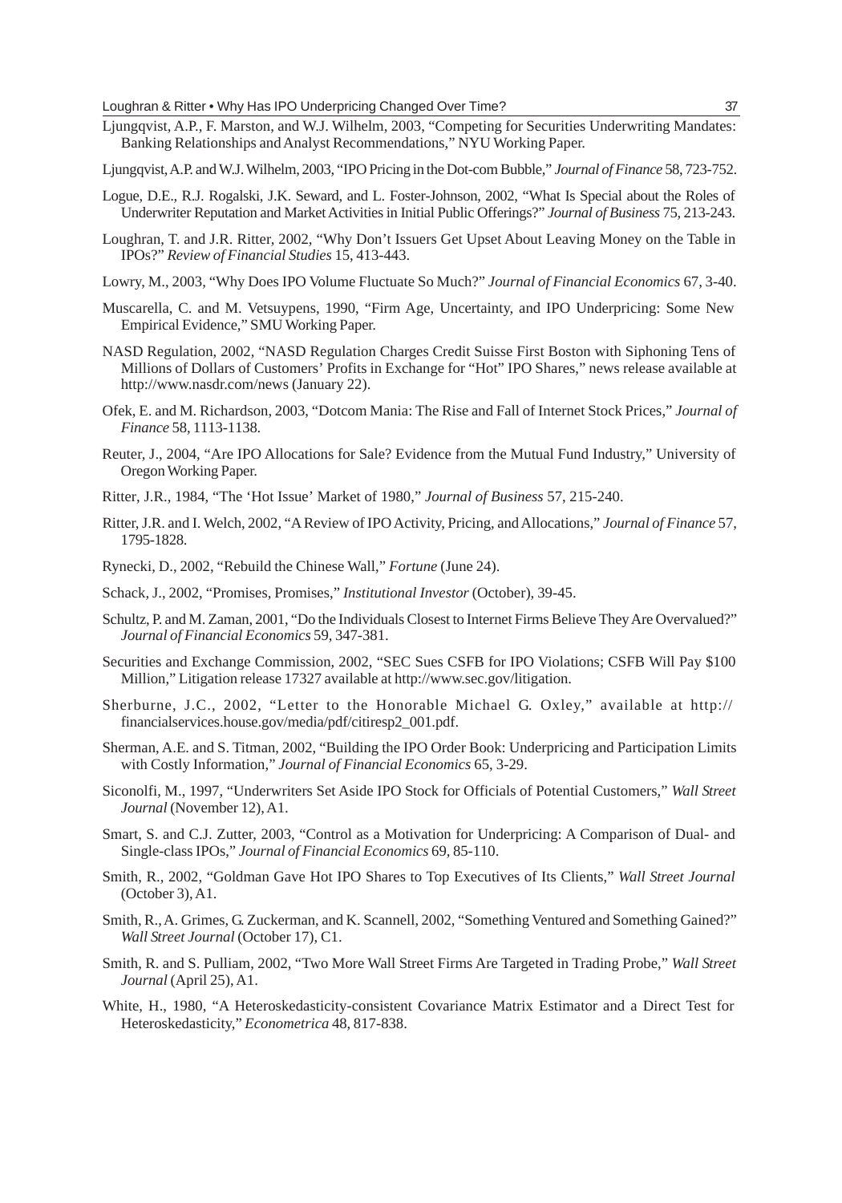Ljungqvist, A.P., F. Marston, and W.J. Wilhelm, 2003, "Competing for Securities Underwriting Mandates: Banking Relationships and Analyst Recommendations," NYU Working Paper.

Ljungqvist, A.P. and W.J. Wilhelm, 2003, "IPO Pricing in the Dot-com Bubble," *Journal of Finance* 58, 723-752.

Logue, D.E., R.J. Rogalski, J.K. Seward, and L. Foster-Johnson, 2002, "What Is Special about the Roles of Underwriter Reputation and Market Activities in Initial Public Offerings?" *Journal of Business* 75, 213-243.

Loughran, T. and J.R. Ritter, 2002, "Why Don't Issuers Get Upset About Leaving Money on the Table in IPOs?" *Review of Financial Studies* 15, 413-443.

Lowry, M., 2003, "Why Does IPO Volume Fluctuate So Much?" *Journal of Financial Economics* 67, 3-40.

Muscarella, C. and M. Vetsuypens, 1990, "Firm Age, Uncertainty, and IPO Underpricing: Some New Empirical Evidence," SMU Working Paper.

NASD Regulation, 2002, "NASD Regulation Charges Credit Suisse First Boston with Siphoning Tens of Millions of Dollars of Customers' Profits in Exchange for "Hot" IPO Shares," news release available at http://www.nasdr.com/news (January 22).

Ofek, E. and M. Richardson, 2003, "Dotcom Mania: The Rise and Fall of Internet Stock Prices," *Journal of Finance* 58, 1113-1138.

Reuter, J., 2004, "Are IPO Allocations for Sale? Evidence from the Mutual Fund Industry," University of Oregon Working Paper.

Ritter, J.R., 1984, "The 'Hot Issue' Market of 1980," *Journal of Business* 57, 215-240.

Ritter, J.R. and I. Welch, 2002, "A Review of IPO Activity, Pricing, and Allocations," *Journal of Finance* 57, 1795-1828.

Rynecki, D., 2002, "Rebuild the Chinese Wall," *Fortune* (June 24).

Schack, J., 2002, "Promises, Promises," *Institutional Investor* (October), 39-45.

Schultz, P. and M. Zaman, 2001, "Do the Individuals Closest to Internet Firms Believe They Are Overvalued?" *Journal of Financial Economics* 59, 347-381.

Securities and Exchange Commission, 2002, "SEC Sues CSFB for IPO Violations; CSFB Will Pay $100 Million," Litigation release 17327 available at http://www.sec.gov/litigation.

Sherburne, J.C., 2002, "Letter to the Honorable Michael G. Oxley," available at http://financialservices.house.gov/media/pdf/citiresp2_001.pdf.

Sherman, A.E. and S. Titman, 2002, "Building the IPO Order Book: Underpricing and Participation Limits with Costly Information," *Journal of Financial Economics* 65, 3-29.

Siconolfi, M., 1997, "Underwriters Set Aside IPO Stock for Officials of Potential Customers," *Wall Street Journal* (November 12), A1.

Smart, S. and C.J. Zutter, 2003, "Control as a Motivation for Underpricing: A Comparison of Dual- and Single-class IPOs," *Journal of Financial Economics* 69, 85-110.

Smith, R., 2002, "Goldman Gave Hot IPO Shares to Top Executives of Its Clients," *Wall Street Journal* (October 3), A1.

Smith, R., A. Grimes, G. Zuckerman, and K. Scannell, 2002, "Something Ventured and Something Gained?" *Wall Street Journal* (October 17), C1.

Smith, R. and S. Pulliam, 2002, "Two More Wall Street Firms Are Targeted in Trading Probe," *Wall Street Journal* (April 25), A1.

White, H., 1980, "A Heteroskedasticity-consistent Covariance Matrix Estimator and a Direct Test for Heteroskedasticity," *Econometrica* 48, 817-838.